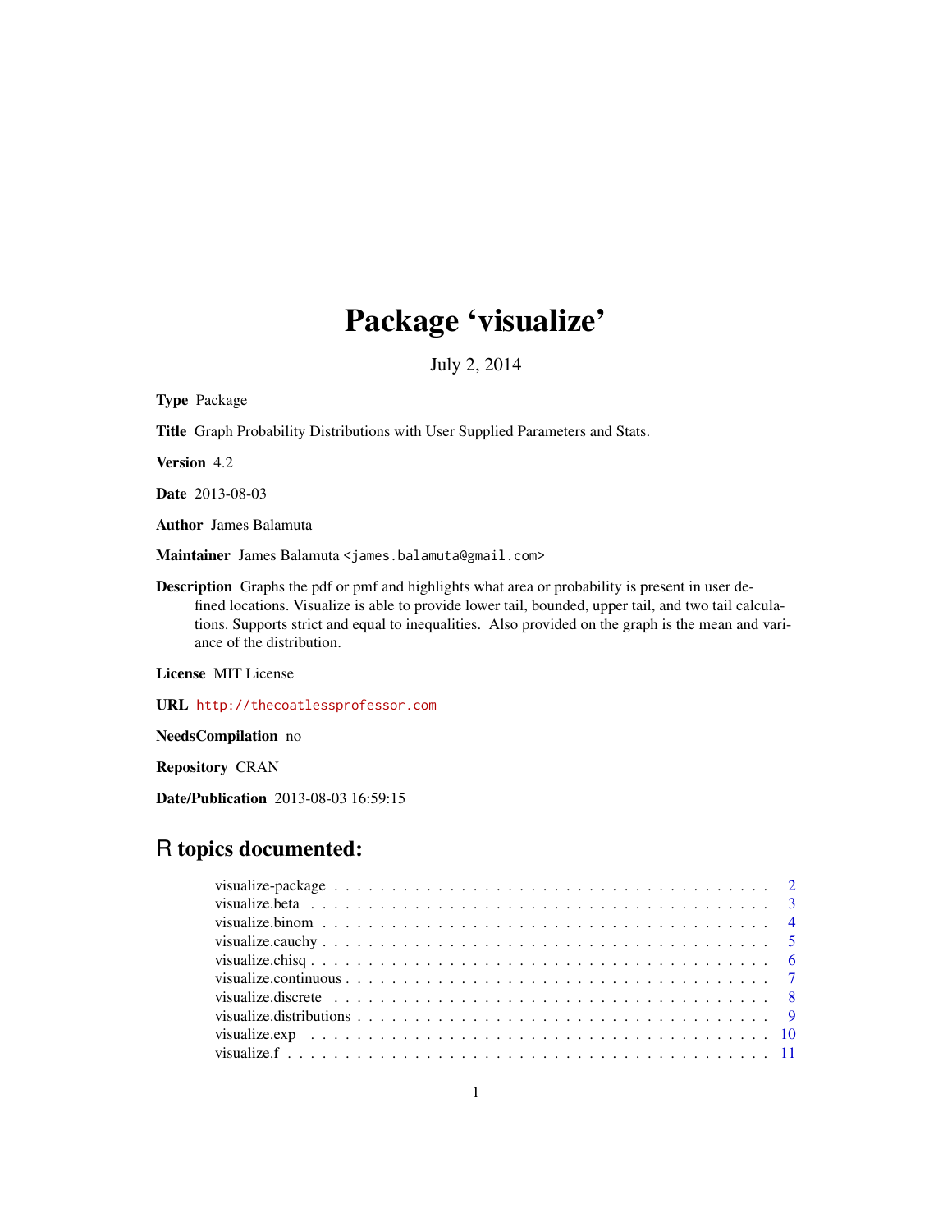# Package 'visualize'

July 2, 2014

**Type** Package

**Title** Graph Probability Distributions with User Supplied Parameters and Stats.

**Version** 4.2

**Date** 2013-08-03

**Author** James Balamuta

**Maintainer** James Balamuta <james.balamuta@gmail.com>

**Description** Graphs the pdf or pmf and highlights what area or probability is present in user defined locations. Visualize is able to provide lower tail, bounded, upper tail, and two tail calculations. Supports strict and equal to inequalities. Also provided on the graph is the mean and variance of the distribution.

**License** MIT License

**URL** http://thecoatlessprofessor.com

**NeedsCompilation** no

**Repository** CRAN

**Date/Publication** 2013-08-03 16:59:15

## R topics documented:

visualize-package . . . . . . . . . . . . . . . . . . . . . . . . . . . . . . . . . . . . . . 2
visualize.beta . . . . . . . . . . . . . . . . . . . . . . . . . . . . . . . . . . . . . . . . 3
visualize.binom . . . . . . . . . . . . . . . . . . . . . . . . . . . . . . . . . . . . . . . 4
visualize.cauchy . . . . . . . . . . . . . . . . . . . . . . . . . . . . . . . . . . . . . . . 5
visualize.chisq . . . . . . . . . . . . . . . . . . . . . . . . . . . . . . . . . . . . . . . . 6
visualize.continuous . . . . . . . . . . . . . . . . . . . . . . . . . . . . . . . . . . . . . 7
visualize.discrete . . . . . . . . . . . . . . . . . . . . . . . . . . . . . . . . . . . . . . 8
visualize.distributions . . . . . . . . . . . . . . . . . . . . . . . . . . . . . . . . . . . . 9
visualize.exp . . . . . . . . . . . . . . . . . . . . . . . . . . . . . . . . . . . . . . . . 10
visualize.f . . . . . . . . . . . . . . . . . . . . . . . . . . . . . . . . . . . . . . . . . 11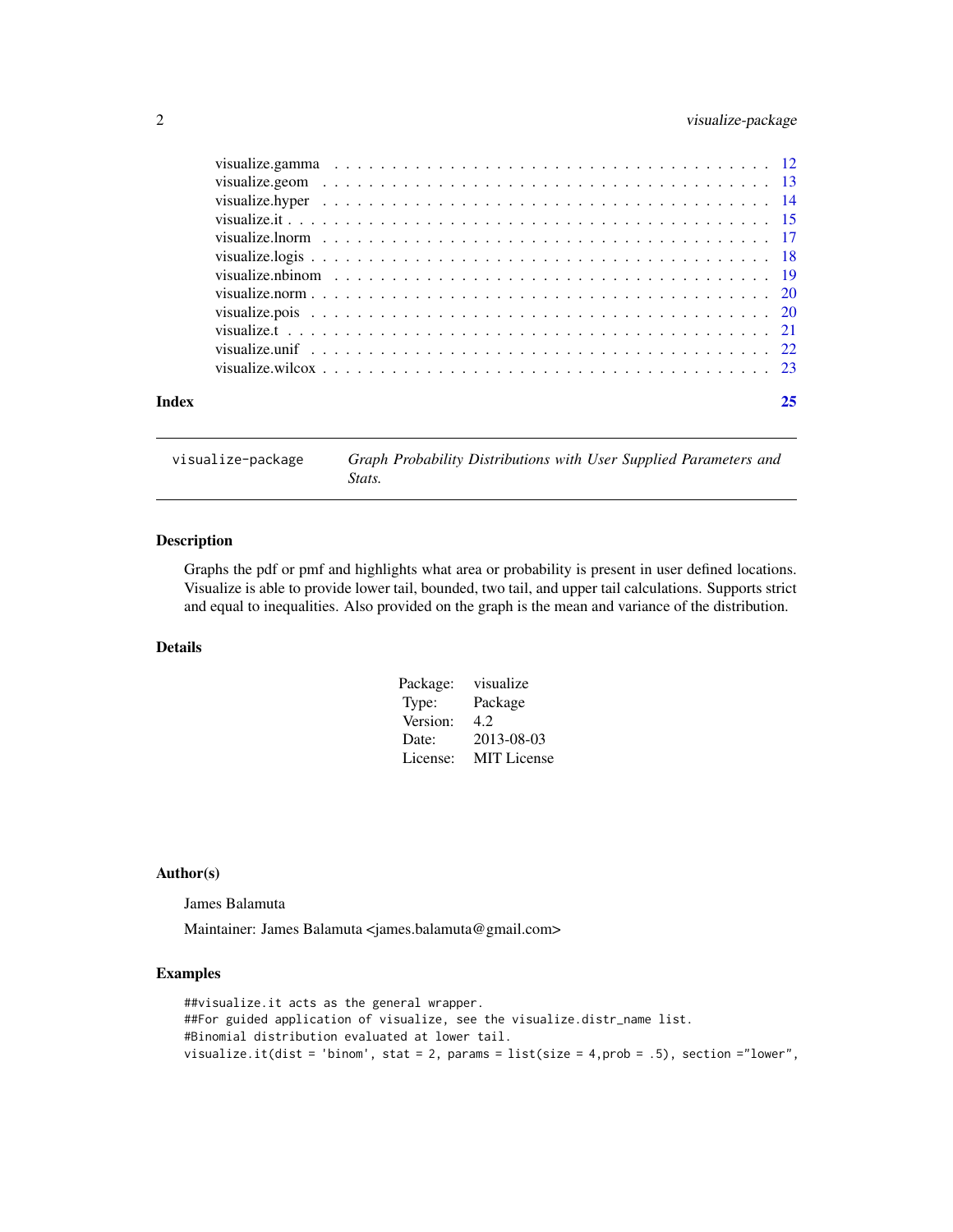visualize.gamma . . . . . . . . . . . . . . . . . . . . . . . . . . . . . . . . . . . 12
visualize.geom . . . . . . . . . . . . . . . . . . . . . . . . . . . . . . . . . . . 13
visualize.hyper . . . . . . . . . . . . . . . . . . . . . . . . . . . . . . . . . . . 14
visualize.it . . . . . . . . . . . . . . . . . . . . . . . . . . . . . . . . . . . . . 15
visualize.lnorm . . . . . . . . . . . . . . . . . . . . . . . . . . . . . . . . . . . 17
visualize.logis . . . . . . . . . . . . . . . . . . . . . . . . . . . . . . . . . . . 18
visualize.nbinom . . . . . . . . . . . . . . . . . . . . . . . . . . . . . . . . . . 19
visualize.norm . . . . . . . . . . . . . . . . . . . . . . . . . . . . . . . . . . . 20
visualize.pois . . . . . . . . . . . . . . . . . . . . . . . . . . . . . . . . . . . 20
visualize.t . . . . . . . . . . . . . . . . . . . . . . . . . . . . . . . . . . . . . 21
visualize.unif . . . . . . . . . . . . . . . . . . . . . . . . . . . . . . . . . . . 22
visualize.wilcox . . . . . . . . . . . . . . . . . . . . . . . . . . . . . . . . . . 23

**Index** **25**

---

`visualize-package` *Graph Probability Distributions with User Supplied Parameters and Stats.*

---

## Description

Graphs the pdf or pmf and highlights what area or probability is present in user defined locations. Visualize is able to provide lower tail, bounded, two tail, and upper tail calculations. Supports strict and equal to inequalities. Also provided on the graph is the mean and variance of the distribution.

## Details

| | |
|---|---|
| Package: | visualize |
| Type: | Package |
| Version: | 4.2 |
| Date: | 2013-08-03 |
| License: | MIT License |

## Author(s)

James Balamuta

Maintainer: James Balamuta <james.balamuta@gmail.com>

## Examples

```
##visualize.it acts as the general wrapper.
##For guided application of visualize, see the visualize.distr_name list.
#Binomial distribution evaluated at lower tail.
visualize.it(dist = 'binom', stat = 2, params = list(size = 4,prob = .5), section ="lower",
```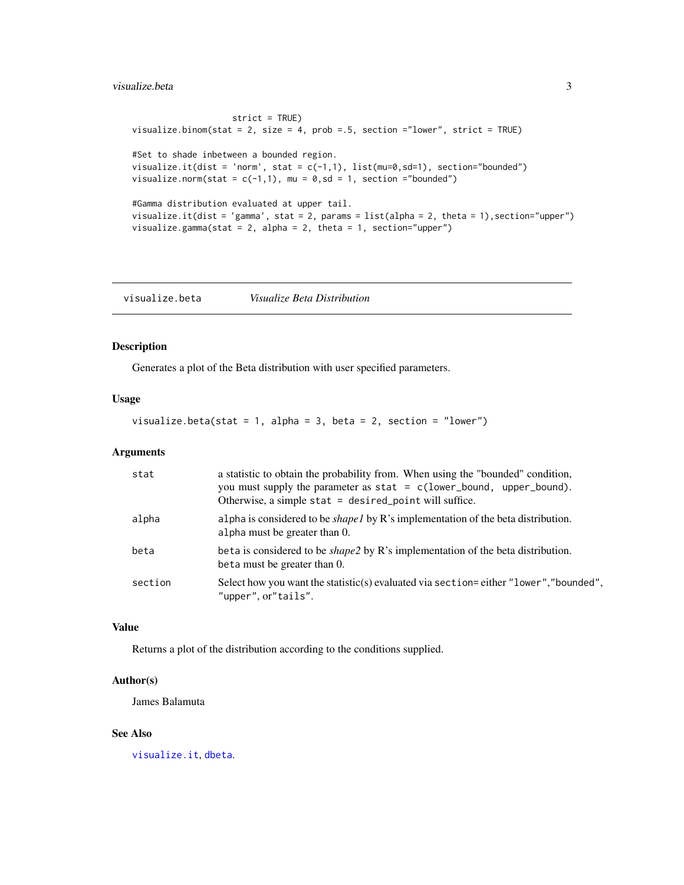```
                    strict = TRUE)
visualize.binom(stat = 2, size = 4, prob =.5, section ="lower", strict = TRUE)

#Set to shade inbetween a bounded region.
visualize.it(dist = 'norm', stat = c(-1,1), list(mu=0,sd=1), section="bounded")
visualize.norm(stat = c(-1,1), mu = 0,sd = 1, section ="bounded")

#Gamma distribution evaluated at upper tail.
visualize.it(dist = 'gamma', stat = 2, params = list(alpha = 2, theta = 1),section="upper")
visualize.gamma(stat = 2, alpha = 2, theta = 1, section="upper")
```

## visualize.beta — *Visualize Beta Distribution*

### Description

Generates a plot of the Beta distribution with user specified parameters.

### Usage

```
visualize.beta(stat = 1, alpha = 3, beta = 2, section = "lower")
```

### Arguments

| | |
|---|---|
| `stat` | a statistic to obtain the probability from. When using the "bounded" condition, you must supply the parameter as `stat = c(lower_bound, upper_bound)`. Otherwise, a simple `stat = desired_point` will suffice. |
| `alpha` | `alpha` is considered to be *shape1* by R's implementation of the beta distribution. `alpha` must be greater than 0. |
| `beta` | `beta` is considered to be *shape2* by R's implementation of the beta distribution. `beta` must be greater than 0. |
| `section` | Select how you want the statistic(s) evaluated via `section=` either `"lower"`,`"bounded"`, `"upper"`, or`"tails"`. |

### Value

Returns a plot of the distribution according to the conditions supplied.

### Author(s)

James Balamuta

### See Also

`visualize.it`, `dbeta`.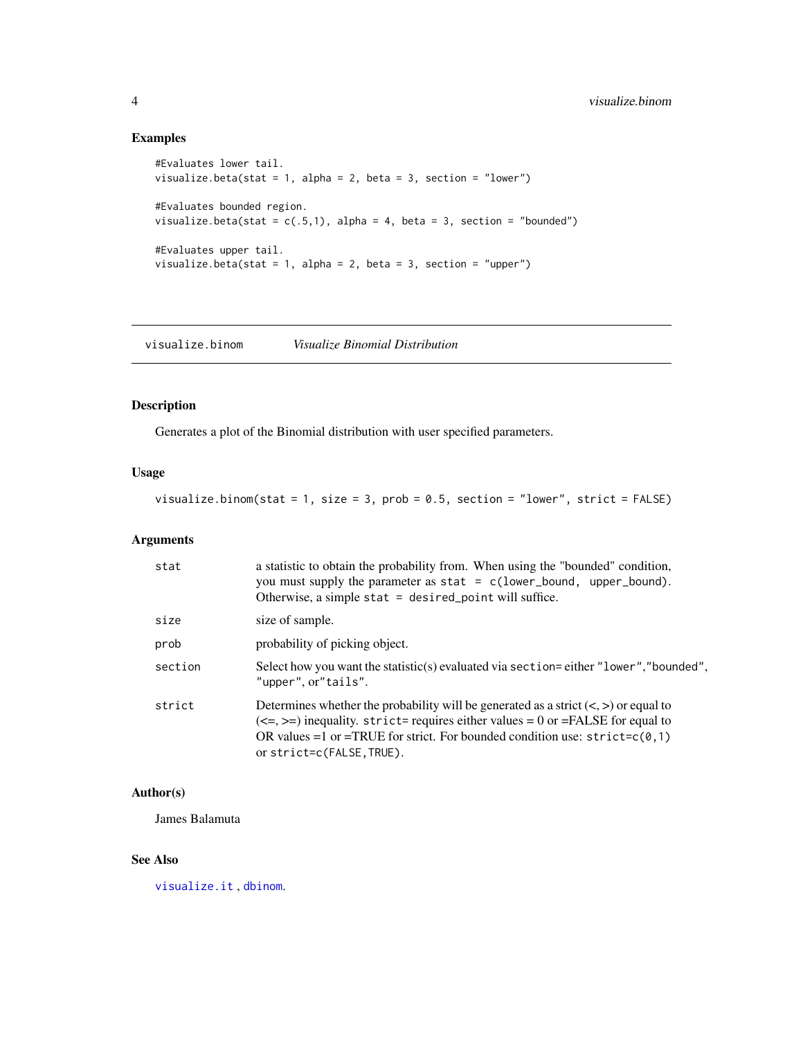## Examples

```
#Evaluates lower tail.
visualize.beta(stat = 1, alpha = 2, beta = 3, section = "lower")

#Evaluates bounded region.
visualize.beta(stat = c(.5,1), alpha = 4, beta = 3, section = "bounded")

#Evaluates upper tail.
visualize.beta(stat = 1, alpha = 2, beta = 3, section = "upper")
```

---

# visualize.binom — *Visualize Binomial Distribution*

## Description

Generates a plot of the Binomial distribution with user specified parameters.

## Usage

```
visualize.binom(stat = 1, size = 3, prob = 0.5, section = "lower", strict = FALSE)
```

## Arguments

| | |
|---|---|
| `stat` | a statistic to obtain the probability from. When using the "bounded" condition, you must supply the parameter as `stat = c(lower_bound, upper_bound)`. Otherwise, a simple `stat = desired_point` will suffice. |
| `size` | size of sample. |
| `prob` | probability of picking object. |
| `section` | Select how you want the statistic(s) evaluated via `section=` either `"lower"`,`"bounded"`, `"upper"`, or`"tails"`. |
| `strict` | Determines whether the probability will be generated as a strict (<, >) or equal to (<=, >=) inequality. `strict=` requires either values = 0 or =FALSE for equal to OR values =1 or =TRUE for strict. For bounded condition use: `strict=c(0,1)` or `strict=c(FALSE,TRUE)`. |

## Author(s)

James Balamuta

## See Also

`visualize.it` , `dbinom`.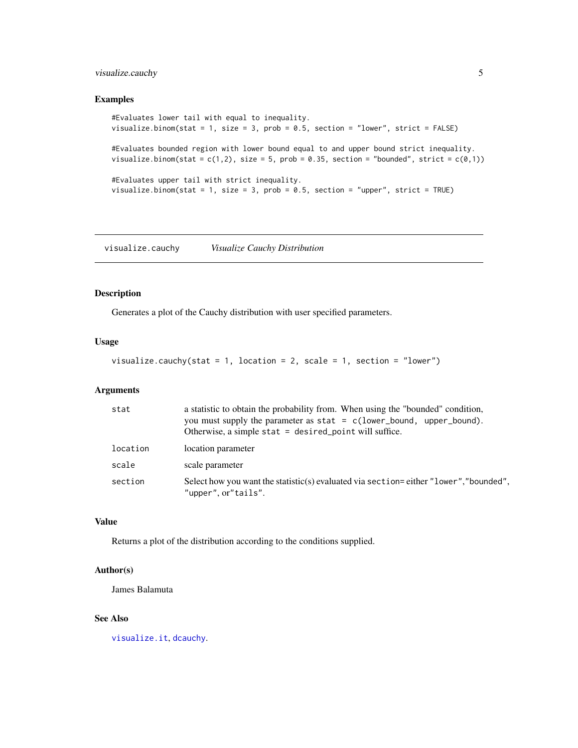## Examples

```
#Evaluates lower tail with equal to inequality.
visualize.binom(stat = 1, size = 3, prob = 0.5, section = "lower", strict = FALSE)

#Evaluates bounded region with lower bound equal to and upper bound strict inequality.
visualize.binom(stat = c(1,2), size = 5, prob = 0.35, section = "bounded", strict = c(0,1))

#Evaluates upper tail with strict inequality.
visualize.binom(stat = 1, size = 3, prob = 0.5, section = "upper", strict = TRUE)
```

---

# `visualize.cauchy` *Visualize Cauchy Distribution*

---

## Description

Generates a plot of the Cauchy distribution with user specified parameters.

## Usage

```
visualize.cauchy(stat = 1, location = 2, scale = 1, section = "lower")
```

## Arguments

| | |
|---|---|
| `stat` | a statistic to obtain the probability from. When using the "bounded" condition, you must supply the parameter as `stat = c(lower_bound, upper_bound)`. Otherwise, a simple `stat = desired_point` will suffice. |
| `location` | location parameter |
| `scale` | scale parameter |
| `section` | Select how you want the statistic(s) evaluated via `section=` either `"lower"`,`"bounded"`, `"upper"`, or`"tails"`. |

## Value

Returns a plot of the distribution according to the conditions supplied.

## Author(s)

James Balamuta

## See Also

`visualize.it`, `dcauchy`.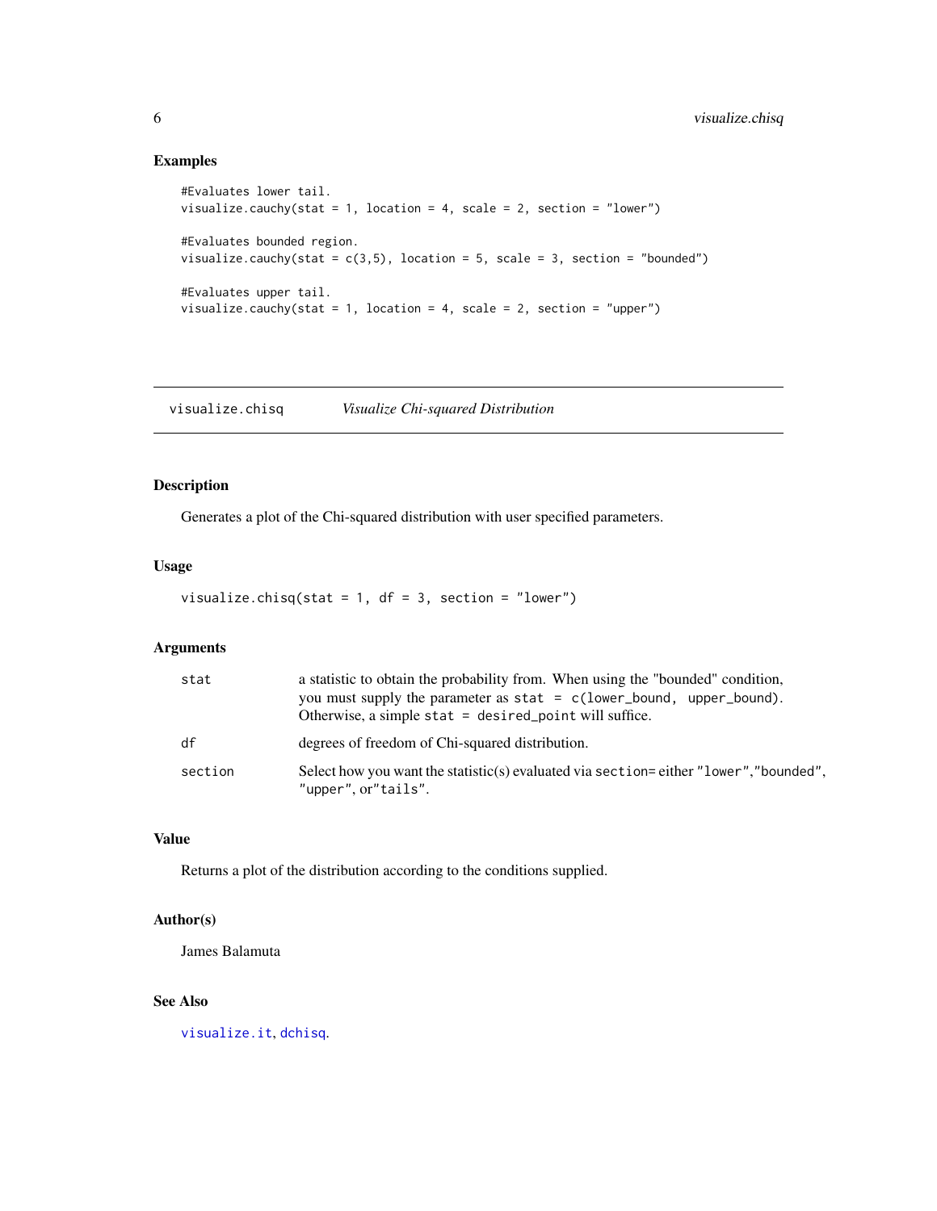## Examples

```
#Evaluates lower tail.
visualize.cauchy(stat = 1, location = 4, scale = 2, section = "lower")

#Evaluates bounded region.
visualize.cauchy(stat = c(3,5), location = 5, scale = 3, section = "bounded")

#Evaluates upper tail.
visualize.cauchy(stat = 1, location = 4, scale = 2, section = "upper")
```

---

# visualize.chisq *Visualize Chi-squared Distribution*

---

## Description

Generates a plot of the Chi-squared distribution with user specified parameters.

## Usage

```
visualize.chisq(stat = 1, df = 3, section = "lower")
```

## Arguments

| | |
|---|---|
| `stat` | a statistic to obtain the probability from. When using the "bounded" condition, you must supply the parameter as `stat = c(lower_bound, upper_bound)`. Otherwise, a simple `stat = desired_point` will suffice. |
| `df` | degrees of freedom of Chi-squared distribution. |
| `section` | Select how you want the statistic(s) evaluated via `section=` either `"lower"`,`"bounded"`, `"upper"`, or`"tails"`. |

## Value

Returns a plot of the distribution according to the conditions supplied.

## Author(s)

James Balamuta

## See Also

`visualize.it`, `dchisq`.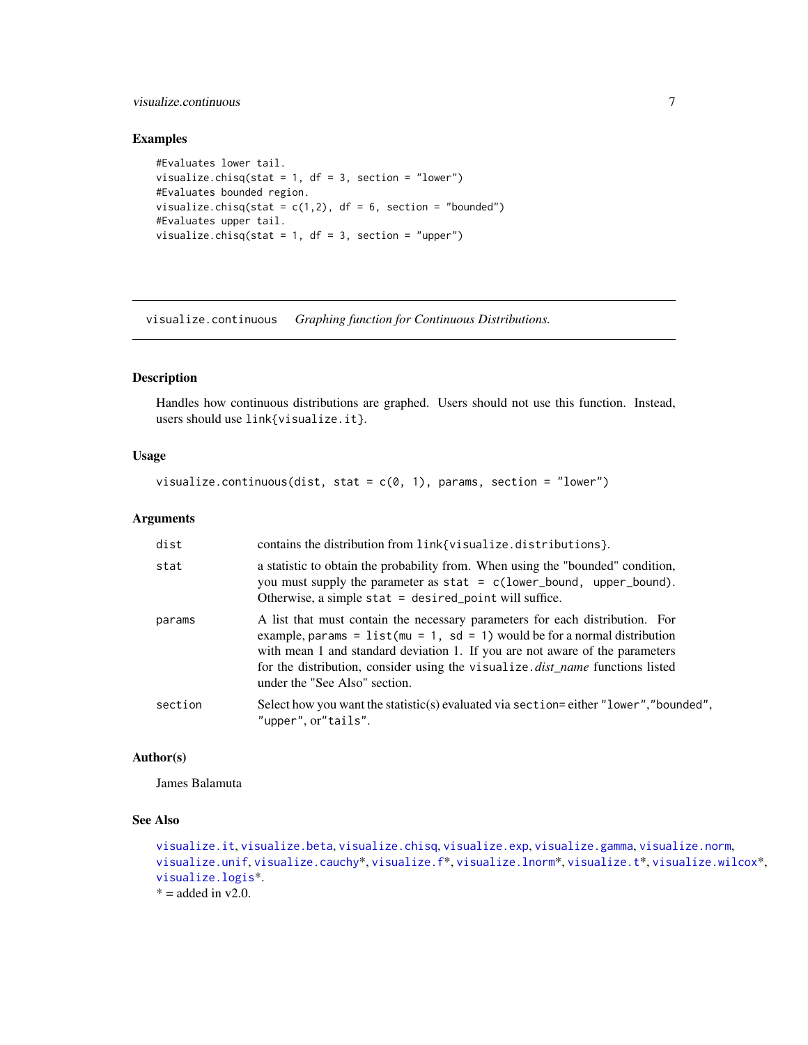## Examples

```
#Evaluates lower tail.
visualize.chisq(stat = 1, df = 3, section = "lower")
#Evaluates bounded region.
visualize.chisq(stat = c(1,2), df = 6, section = "bounded")
#Evaluates upper tail.
visualize.chisq(stat = 1, df = 3, section = "upper")
```

---

# visualize.continuous    *Graphing function for Continuous Distributions.*

---

### Description

Handles how continuous distributions are graphed. Users should not use this function. Instead, users should use `link{visualize.it}`.

### Usage

```
visualize.continuous(dist, stat = c(0, 1), params, section = "lower")
```

### Arguments

| | |
|---|---|
| `dist` | contains the distribution from `link{visualize.distributions}`. |
| `stat` | a statistic to obtain the probability from. When using the "bounded" condition, you must supply the parameter as `stat = c(lower_bound, upper_bound)`. Otherwise, a simple `stat = desired_point` will suffice. |
| `params` | A list that must contain the necessary parameters for each distribution. For example, `params = list(mu = 1, sd = 1)` would be for a normal distribution with mean 1 and standard deviation 1. If you are not aware of the parameters for the distribution, consider using the `visualize.`*dist_name* functions listed under the "See Also" section. |
| `section` | Select how you want the statistic(s) evaluated via `section=` either `"lower"`,`"bounded"`, `"upper"`, or`"tails"`. |

### Author(s)

James Balamuta

### See Also

`visualize.it`, `visualize.beta`, `visualize.chisq`, `visualize.exp`, `visualize.gamma`, `visualize.norm`, `visualize.unif`, `visualize.cauchy`*, `visualize.f`*, `visualize.lnorm`*, `visualize.t`*, `visualize.wilcox`*, `visualize.logis`*.
* = added in v2.0.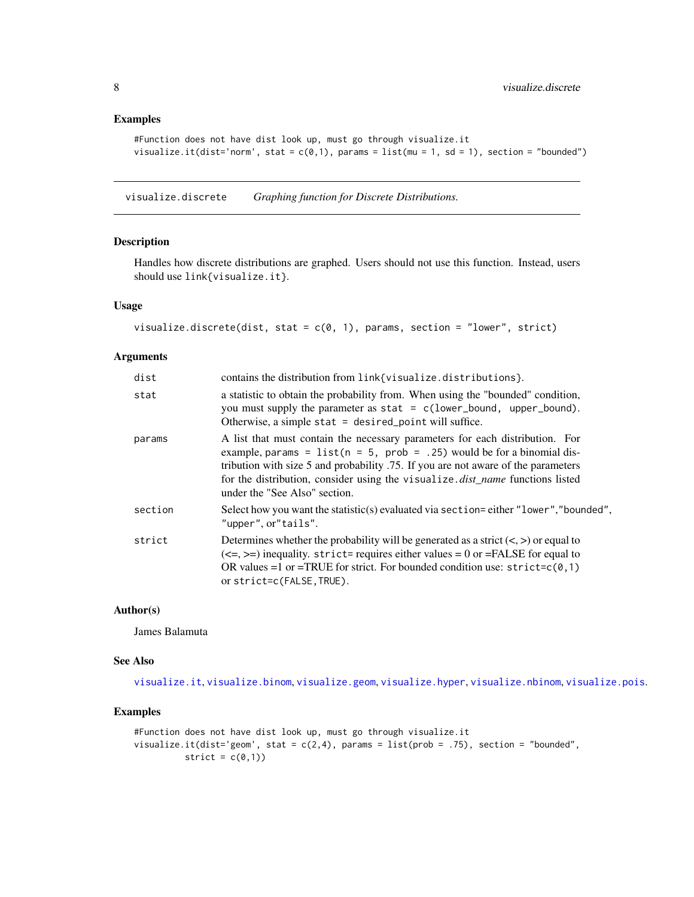## Examples

```
#Function does not have dist look up, must go through visualize.it
visualize.it(dist='norm', stat = c(0,1), params = list(mu = 1, sd = 1), section = "bounded")
```

---

# visualize.discrete    *Graphing function for Discrete Distributions.*

## Description

Handles how discrete distributions are graphed. Users should not use this function. Instead, users should use `link{visualize.it}`.

## Usage

```
visualize.discrete(dist, stat = c(0, 1), params, section = "lower", strict)
```

## Arguments

| | |
|---|---|
| `dist` | contains the distribution from `link{visualize.distributions}`. |
| `stat` | a statistic to obtain the probability from. When using the "bounded" condition, you must supply the parameter as `stat = c(lower_bound, upper_bound)`. Otherwise, a simple `stat = desired_point` will suffice. |
| `params` | A list that must contain the necessary parameters for each distribution. For example, `params = list(n = 5, prob = .25)` would be for a binomial distribution with size 5 and probability .75. If you are not aware of the parameters for the distribution, consider using the `visualize.`*dist_name* functions listed under the "See Also" section. |
| `section` | Select how you want the statistic(s) evaluated via `section=` either `"lower"`,`"bounded"`, `"upper"`, or`"tails"`. |
| `strict` | Determines whether the probability will be generated as a strict (<, >) or equal to (<=, >=) inequality. `strict=` requires either values = 0 or =FALSE for equal to OR values =1 or =TRUE for strict. For bounded condition use: `strict=c(0,1)` or `strict=c(FALSE,TRUE)`. |

## Author(s)

James Balamuta

## See Also

`visualize.it`, `visualize.binom`, `visualize.geom`, `visualize.hyper`, `visualize.nbinom`, `visualize.pois`.

## Examples

```
#Function does not have dist look up, must go through visualize.it
visualize.it(dist='geom', stat = c(2,4), params = list(prob = .75), section = "bounded",
        strict = c(0,1))
```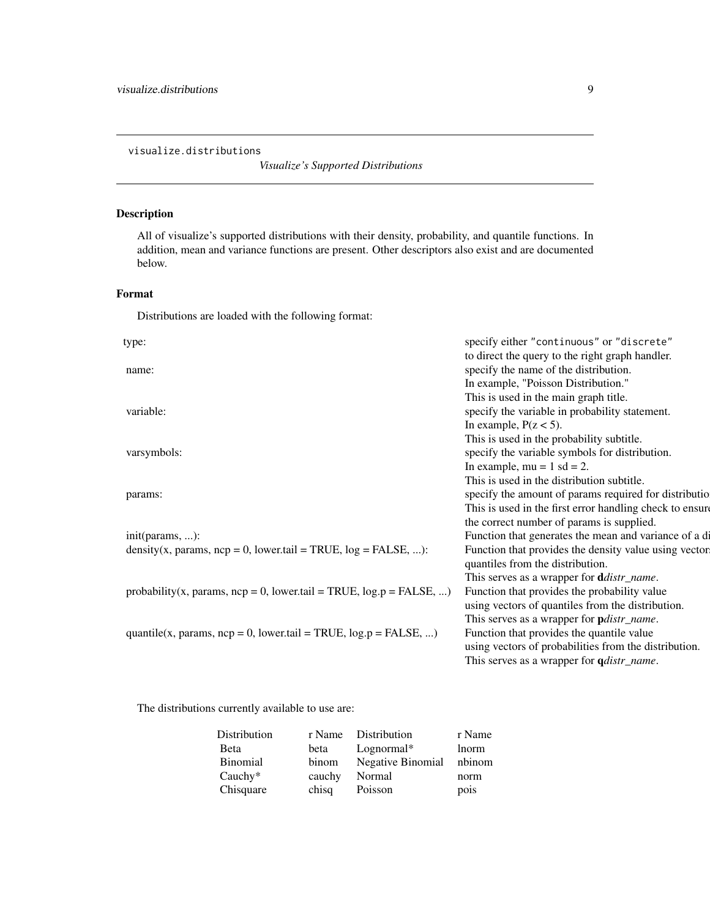```
visualize.distributions
```

*Visualize's Supported Distributions*

## Description

All of visualize's supported distributions with their density, probability, and quantile functions. In addition, mean and variance functions are present. Other descriptors also exist and are documented below.

## Format

Distributions are loaded with the following format:

| | |
|---|---|
| type: | specify either `"continuous"` or `"discrete"` to direct the query to the right graph handler. |
| name: | specify the name of the distribution. In example, "Poisson Distribution." This is used in the main graph title. |
| variable: | specify the variable in probability statement. In example, P(z < 5). This is used in the probability subtitle. |
| varsymbols: | specify the variable symbols for distribution. In example, mu = 1 sd = 2. This is used in the distribution subtitle. |
| params: | specify the amount of params required for distributio This is used in the first error handling check to ensur the correct number of params is supplied. |
| init(params, ...): | Function that generates the mean and variance of a di |
| density(x, params, ncp = 0, lower.tail = TRUE, log = FALSE, ...): | Function that provides the density value using vectors quantiles from the distribution. This serves as a wrapper for **d***distr_name*. |
| probability(x, params, ncp = 0, lower.tail = TRUE, log.p = FALSE, ...) | Function that provides the probability value using vectors of quantiles from the distribution. This serves as a wrapper for **p***distr_name*. |
| quantile(x, params, ncp = 0, lower.tail = TRUE, log.p = FALSE, ...) | Function that provides the quantile value using vectors of probabilities from the distribution. This serves as a wrapper for **q***distr_name*. |

The distributions currently available to use are:

| Distribution | r Name | Distribution | r Name |
|---|---|---|---|
| Beta | beta | Lognormal* | lnorm |
| Binomial | binom | Negative Binomial | nbinom |
| Cauchy* | cauchy | Normal | norm |
| Chisquare | chisq | Poisson | pois |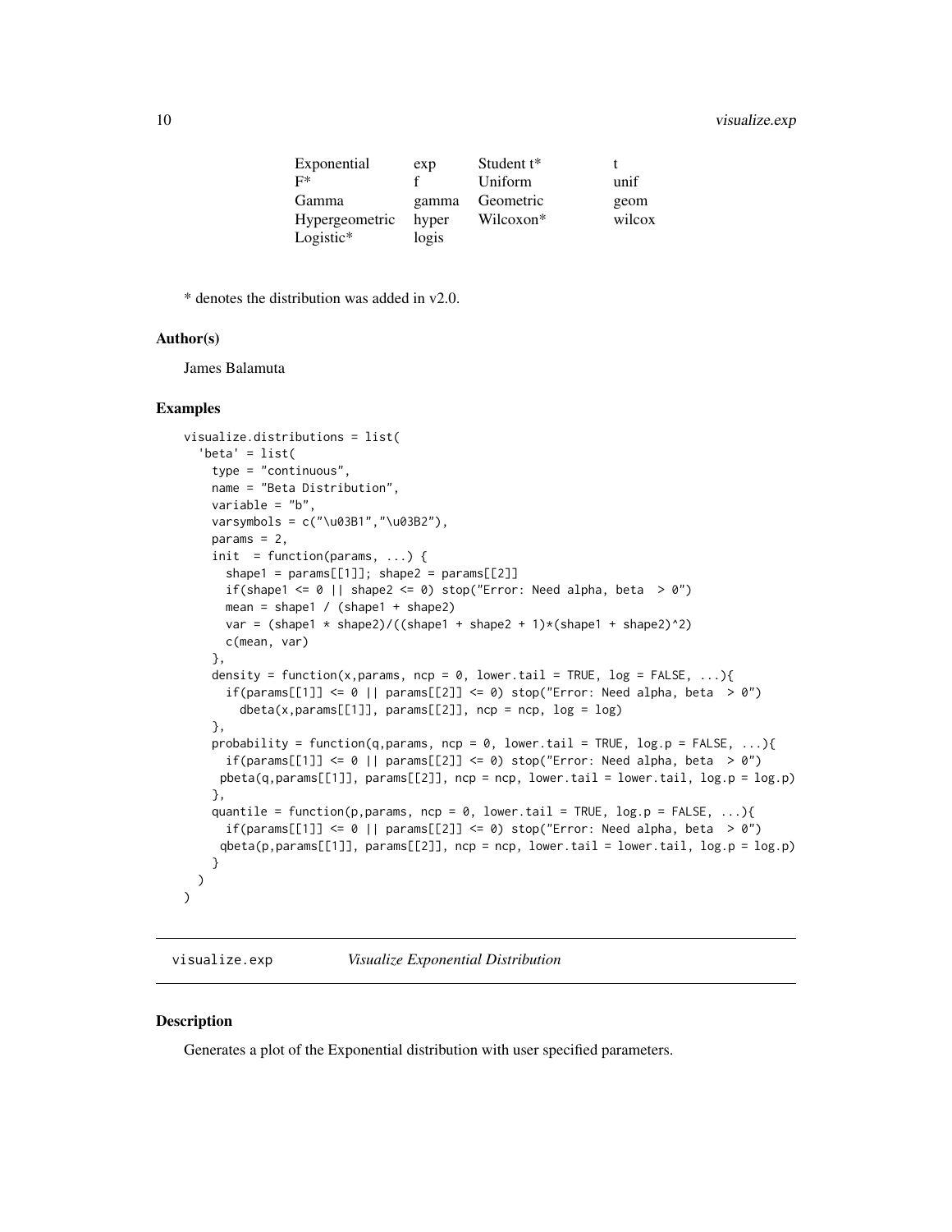| | | | |
|---|---|---|---|
| Exponential | exp | Student t* | t |
| F* | f | Uniform | unif |
| Gamma | gamma | Geometric | geom |
| Hypergeometric | hyper | Wilcoxon* | wilcox |
| Logistic* | logis | | |

* denotes the distribution was added in v2.0.

### Author(s)

James Balamuta

### Examples

```
visualize.distributions = list(
  'beta' = list(
    type = "continuous",
    name = "Beta Distribution",
    variable = "b",
    varsymbols = c("\u03B1","\u03B2"),
    params = 2,
    init  = function(params, ...) {
      shape1 = params[[1]]; shape2 = params[[2]]
      if(shape1 <= 0 || shape2 <= 0) stop("Error: Need alpha, beta  > 0")
      mean = shape1 / (shape1 + shape2)
      var = (shape1 * shape2)/((shape1 + shape2 + 1)*(shape1 + shape2)^2)
      c(mean, var)
    },
    density = function(x,params, ncp = 0, lower.tail = TRUE, log = FALSE, ...){
      if(params[[1]] <= 0 || params[[2]] <= 0) stop("Error: Need alpha, beta  > 0")
        dbeta(x,params[[1]], params[[2]], ncp = ncp, log = log)
    },
    probability = function(q,params, ncp = 0, lower.tail = TRUE, log.p = FALSE, ...){
      if(params[[1]] <= 0 || params[[2]] <= 0) stop("Error: Need alpha, beta  > 0")
     pbeta(q,params[[1]], params[[2]], ncp = ncp, lower.tail = lower.tail, log.p = log.p)
    },
    quantile = function(p,params, ncp = 0, lower.tail = TRUE, log.p = FALSE, ...){
      if(params[[1]] <= 0 || params[[2]] <= 0) stop("Error: Need alpha, beta  > 0")
     qbeta(p,params[[1]], params[[2]], ncp = ncp, lower.tail = lower.tail, log.p = log.p)
    }
  )
)
```

---

## visualize.exp — *Visualize Exponential Distribution*

### Description

Generates a plot of the Exponential distribution with user specified parameters.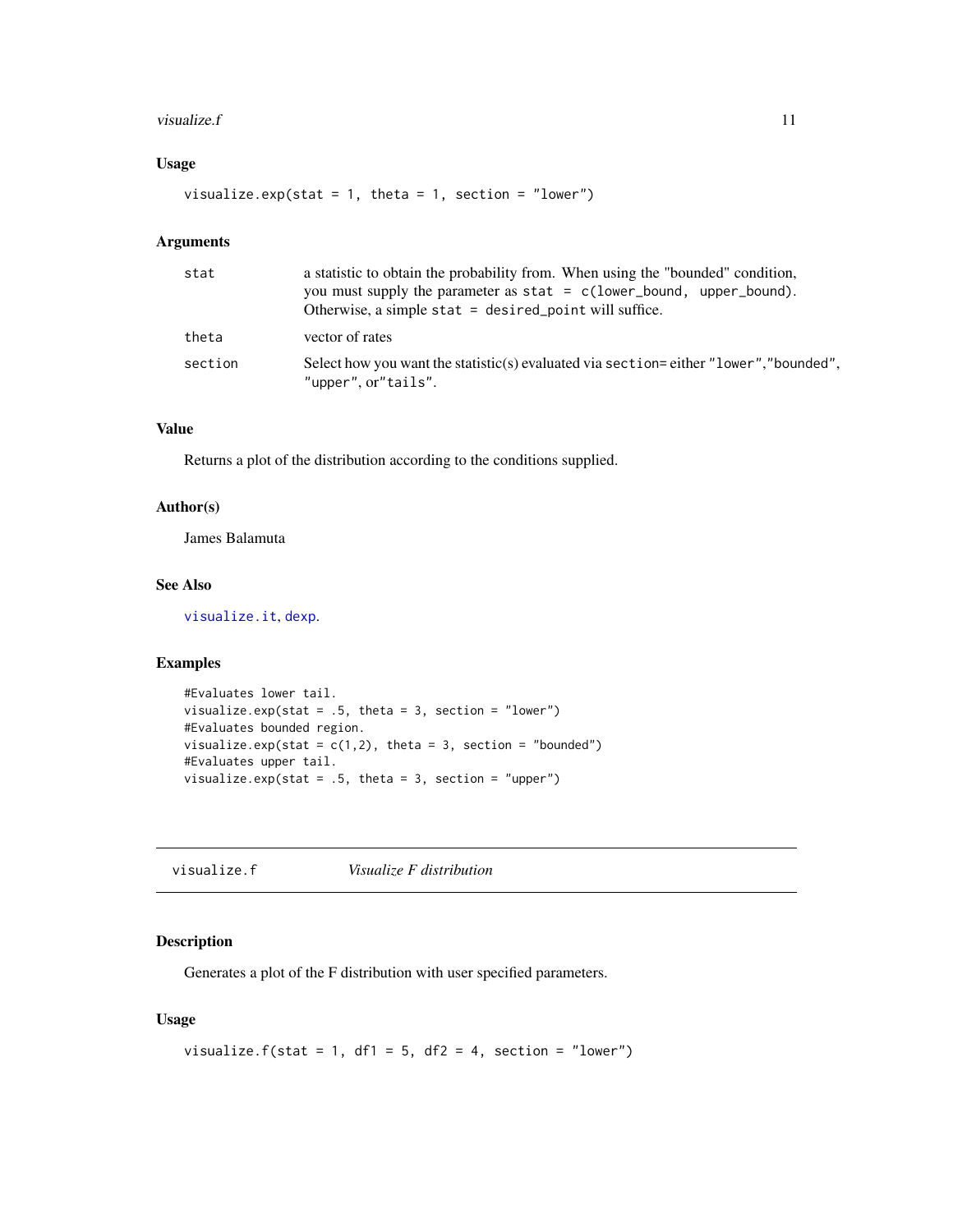### Usage

```
visualize.exp(stat = 1, theta = 1, section = "lower")
```

### Arguments

| | |
|---|---|
| stat | a statistic to obtain the probability from. When using the "bounded" condition, you must supply the parameter as `stat = c(lower_bound, upper_bound)`. Otherwise, a simple `stat = desired_point` will suffice. |
| theta | vector of rates |
| section | Select how you want the statistic(s) evaluated via `section=` either `"lower"`,`"bounded"`, `"upper"`, or`"tails"`. |

### Value

Returns a plot of the distribution according to the conditions supplied.

### Author(s)

James Balamuta

### See Also

`visualize.it`, `dexp`.

### Examples

```
#Evaluates lower tail.
visualize.exp(stat = .5, theta = 3, section = "lower")
#Evaluates bounded region.
visualize.exp(stat = c(1,2), theta = 3, section = "bounded")
#Evaluates upper tail.
visualize.exp(stat = .5, theta = 3, section = "upper")
```

---

## visualize.f — *Visualize F distribution*

### Description

Generates a plot of the F distribution with user specified parameters.

### Usage

```
visualize.f(stat = 1, df1 = 5, df2 = 4, section = "lower")
```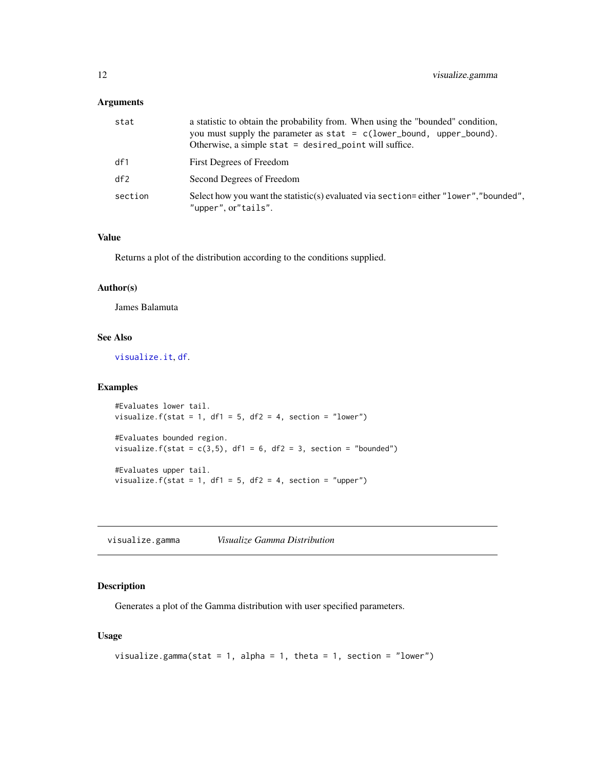### Arguments

| | |
|---|---|
| stat | a statistic to obtain the probability from. When using the "bounded" condition, you must supply the parameter as `stat = c(lower_bound, upper_bound)`. Otherwise, a simple `stat = desired_point` will suffice. |
| df1 | First Degrees of Freedom |
| df2 | Second Degrees of Freedom |
| section | Select how you want the statistic(s) evaluated via `section=` either `"lower"`,`"bounded"`, `"upper"`, or`"tails"`. |

### Value

Returns a plot of the distribution according to the conditions supplied.

### Author(s)

James Balamuta

### See Also

visualize.it, df.

### Examples

```
#Evaluates lower tail.
visualize.f(stat = 1, df1 = 5, df2 = 4, section = "lower")

#Evaluates bounded region.
visualize.f(stat = c(3,5), df1 = 6, df2 = 3, section = "bounded")

#Evaluates upper tail.
visualize.f(stat = 1, df1 = 5, df2 = 4, section = "upper")
```

## visualize.gamma *Visualize Gamma Distribution*

### Description

Generates a plot of the Gamma distribution with user specified parameters.

### Usage

```
visualize.gamma(stat = 1, alpha = 1, theta = 1, section = "lower")
```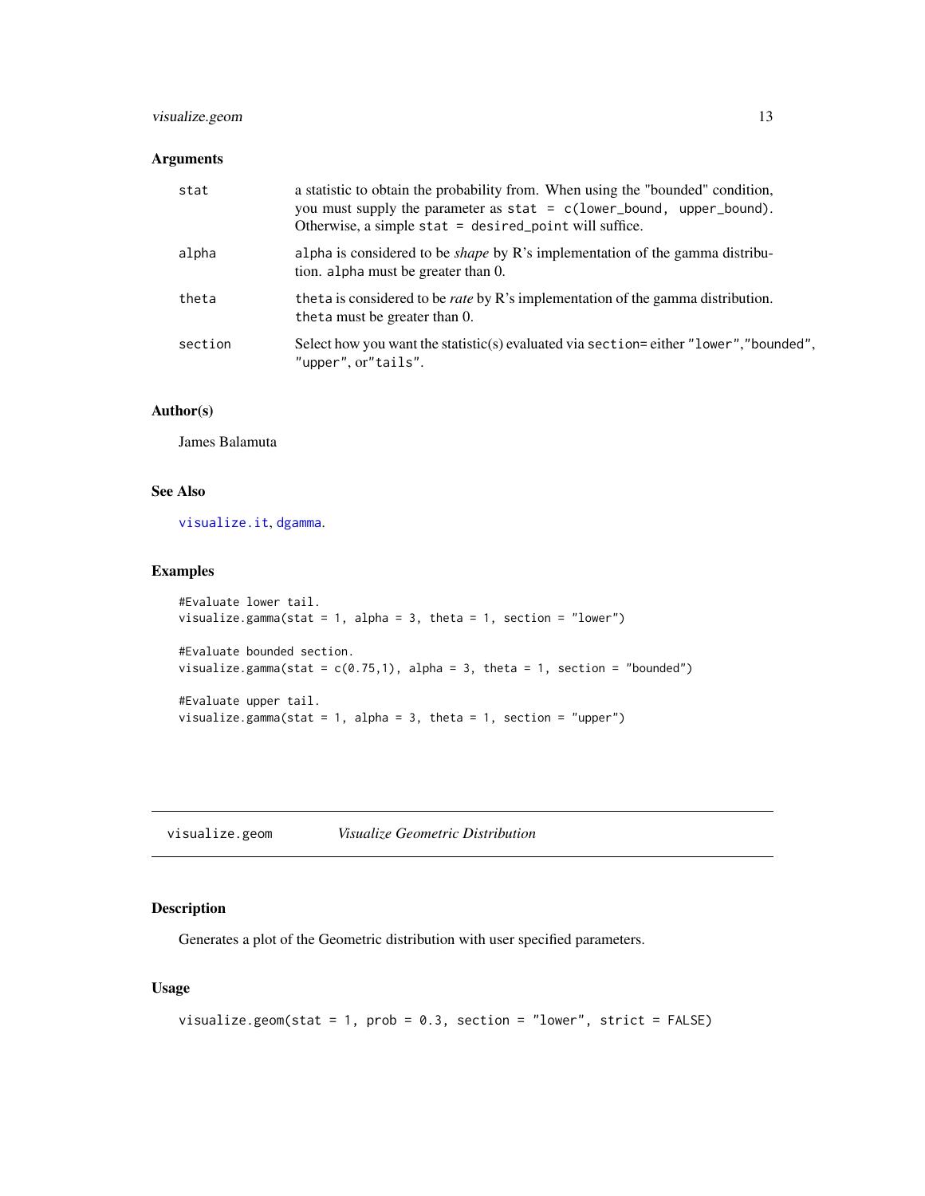## Arguments

| | |
|---|---|
| stat | a statistic to obtain the probability from. When using the "bounded" condition, you must supply the parameter as `stat = c(lower_bound, upper_bound)`. Otherwise, a simple `stat = desired_point` will suffice. |
| alpha | `alpha` is considered to be *shape* by R's implementation of the gamma distribution. `alpha` must be greater than 0. |
| theta | `theta` is considered to be *rate* by R's implementation of the gamma distribution. `theta` must be greater than 0. |
| section | Select how you want the statistic(s) evaluated via `section=` either `"lower"`,`"bounded"`, `"upper"`, or`"tails"`. |

## Author(s)

James Balamuta

## See Also

`visualize.it`, `dgamma`.

## Examples

```
#Evaluate lower tail.
visualize.gamma(stat = 1, alpha = 3, theta = 1, section = "lower")

#Evaluate bounded section.
visualize.gamma(stat = c(0.75,1), alpha = 3, theta = 1, section = "bounded")

#Evaluate upper tail.
visualize.gamma(stat = 1, alpha = 3, theta = 1, section = "upper")
```

---

# visualize.geom *Visualize Geometric Distribution*

## Description

Generates a plot of the Geometric distribution with user specified parameters.

## Usage

```
visualize.geom(stat = 1, prob = 0.3, section = "lower", strict = FALSE)
```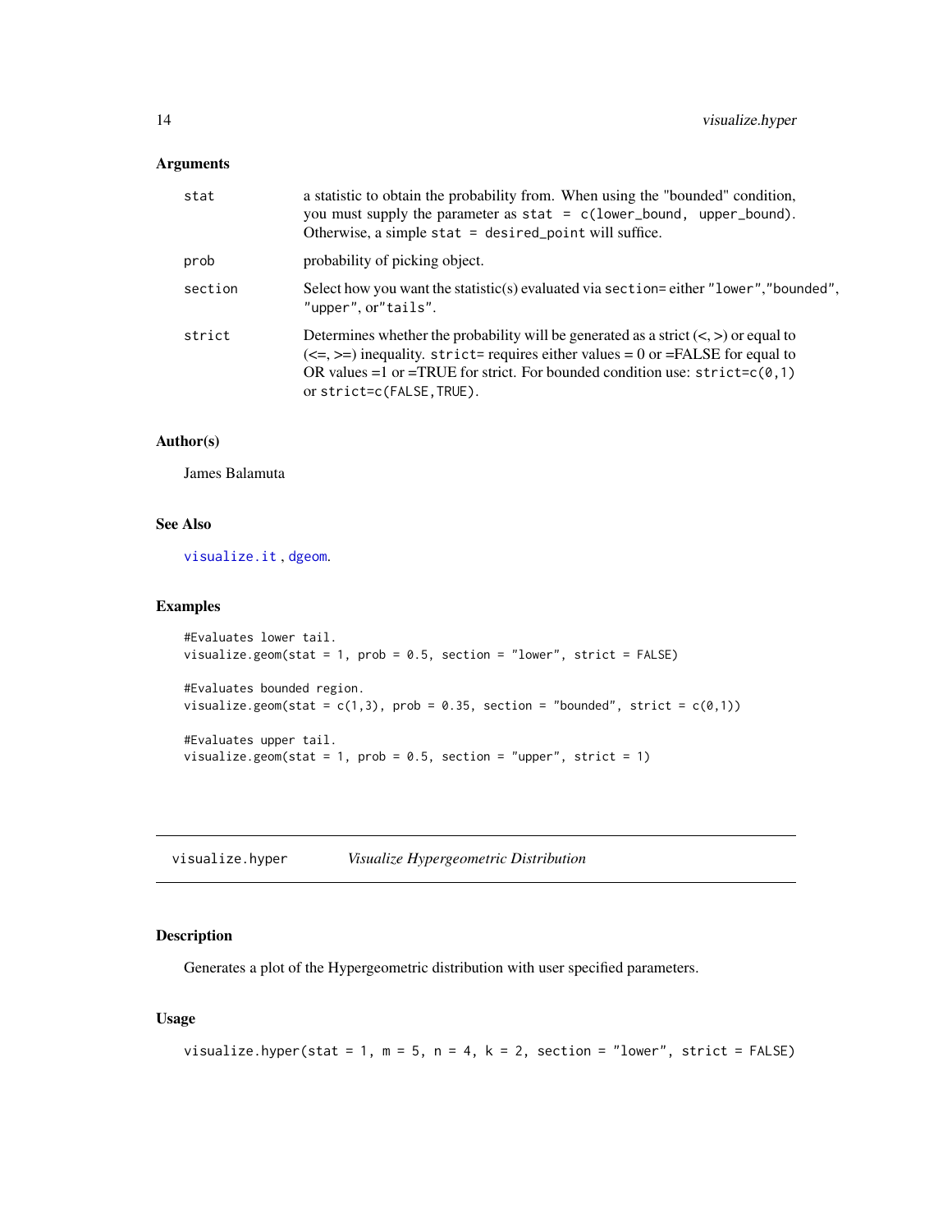### Arguments

| | |
|---|---|
| `stat` | a statistic to obtain the probability from. When using the "bounded" condition, you must supply the parameter as `stat = c(lower_bound, upper_bound)`. Otherwise, a simple `stat = desired_point` will suffice. |
| `prob` | probability of picking object. |
| `section` | Select how you want the statistic(s) evaluated via `section=` either `"lower"`,`"bounded"`, `"upper"`, or`"tails"`. |
| `strict` | Determines whether the probability will be generated as a strict (<, >) or equal to (<=, >=) inequality. `strict=` requires either values = 0 or =FALSE for equal to OR values =1 or =TRUE for strict. For bounded condition use: `strict=c(0,1)` or `strict=c(FALSE,TRUE)`. |

### Author(s)

James Balamuta

### See Also

visualize.it , dgeom.

### Examples

```
#Evaluates lower tail.
visualize.geom(stat = 1, prob = 0.5, section = "lower", strict = FALSE)

#Evaluates bounded region.
visualize.geom(stat = c(1,3), prob = 0.35, section = "bounded", strict = c(0,1))

#Evaluates upper tail.
visualize.geom(stat = 1, prob = 0.5, section = "upper", strict = 1)
```

---

## visualize.hyper    *Visualize Hypergeometric Distribution*

---

### Description

Generates a plot of the Hypergeometric distribution with user specified parameters.

### Usage

```
visualize.hyper(stat = 1, m = 5, n = 4, k = 2, section = "lower", strict = FALSE)
```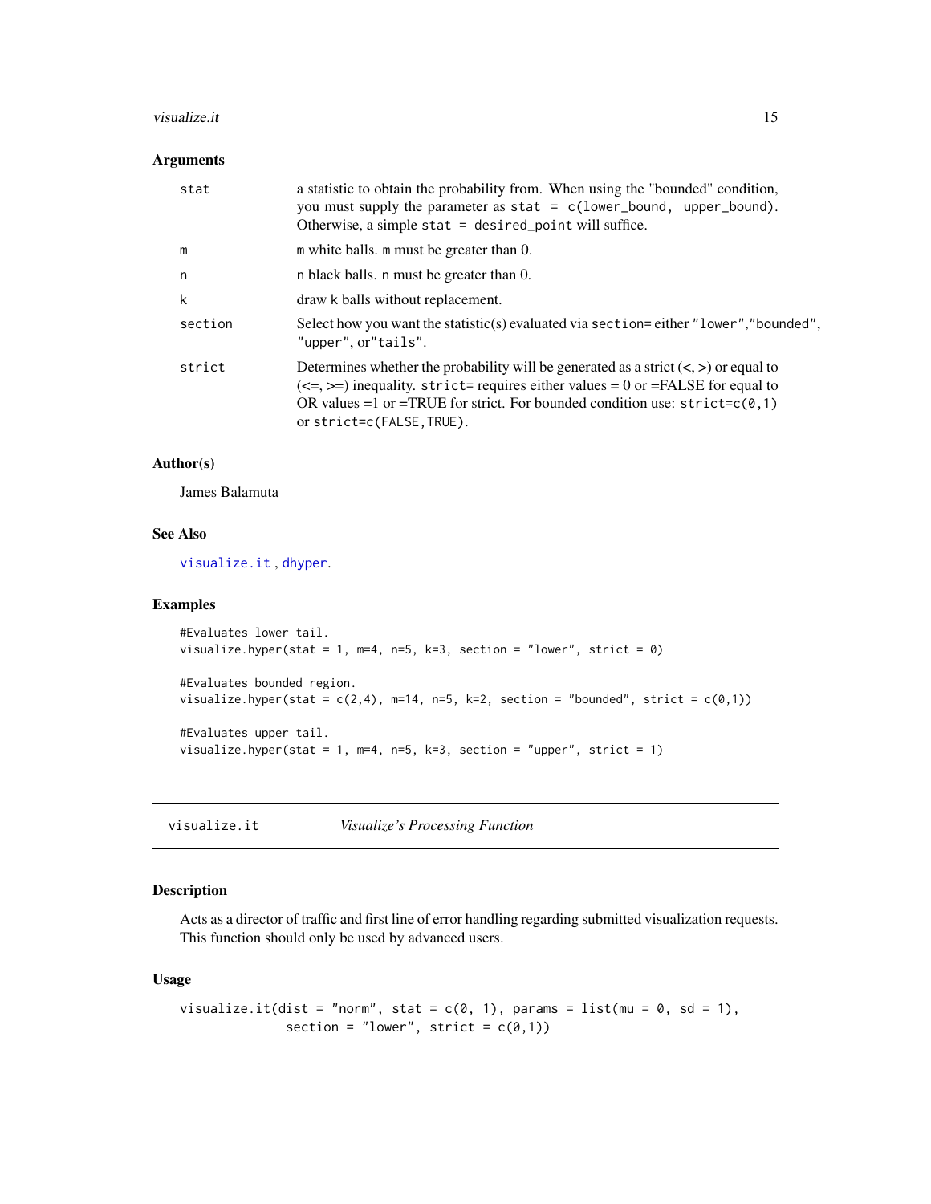## Arguments

| | |
|---|---|
| `stat` | a statistic to obtain the probability from. When using the "bounded" condition, you must supply the parameter as `stat = c(lower_bound, upper_bound)`. Otherwise, a simple `stat = desired_point` will suffice. |
| `m` | `m` white balls. `m` must be greater than 0. |
| `n` | `n` black balls. `n` must be greater than 0. |
| `k` | draw `k` balls without replacement. |
| `section` | Select how you want the statistic(s) evaluated via `section=` either `"lower"`,`"bounded"`, `"upper"`, or`"tails"`. |
| `strict` | Determines whether the probability will be generated as a strict (<, >) or equal to (<=, >=) inequality. `strict=` requires either values = 0 or =FALSE for equal to OR values =1 or =TRUE for strict. For bounded condition use: `strict=c(0,1)` or `strict=c(FALSE,TRUE)`. |

## Author(s)

James Balamuta

## See Also

`visualize.it` , `dhyper`.

## Examples

```
#Evaluates lower tail.
visualize.hyper(stat = 1, m=4, n=5, k=3, section = "lower", strict = 0)

#Evaluates bounded region.
visualize.hyper(stat = c(2,4), m=14, n=5, k=2, section = "bounded", strict = c(0,1))

#Evaluates upper tail.
visualize.hyper(stat = 1, m=4, n=5, k=3, section = "upper", strict = 1)
```

---

# visualize.it — *Visualize's Processing Function*

## Description

Acts as a director of traffic and first line of error handling regarding submitted visualization requests. This function should only be used by advanced users.

## Usage

```
visualize.it(dist = "norm", stat = c(0, 1), params = list(mu = 0, sd = 1),
             section = "lower", strict = c(0,1))
```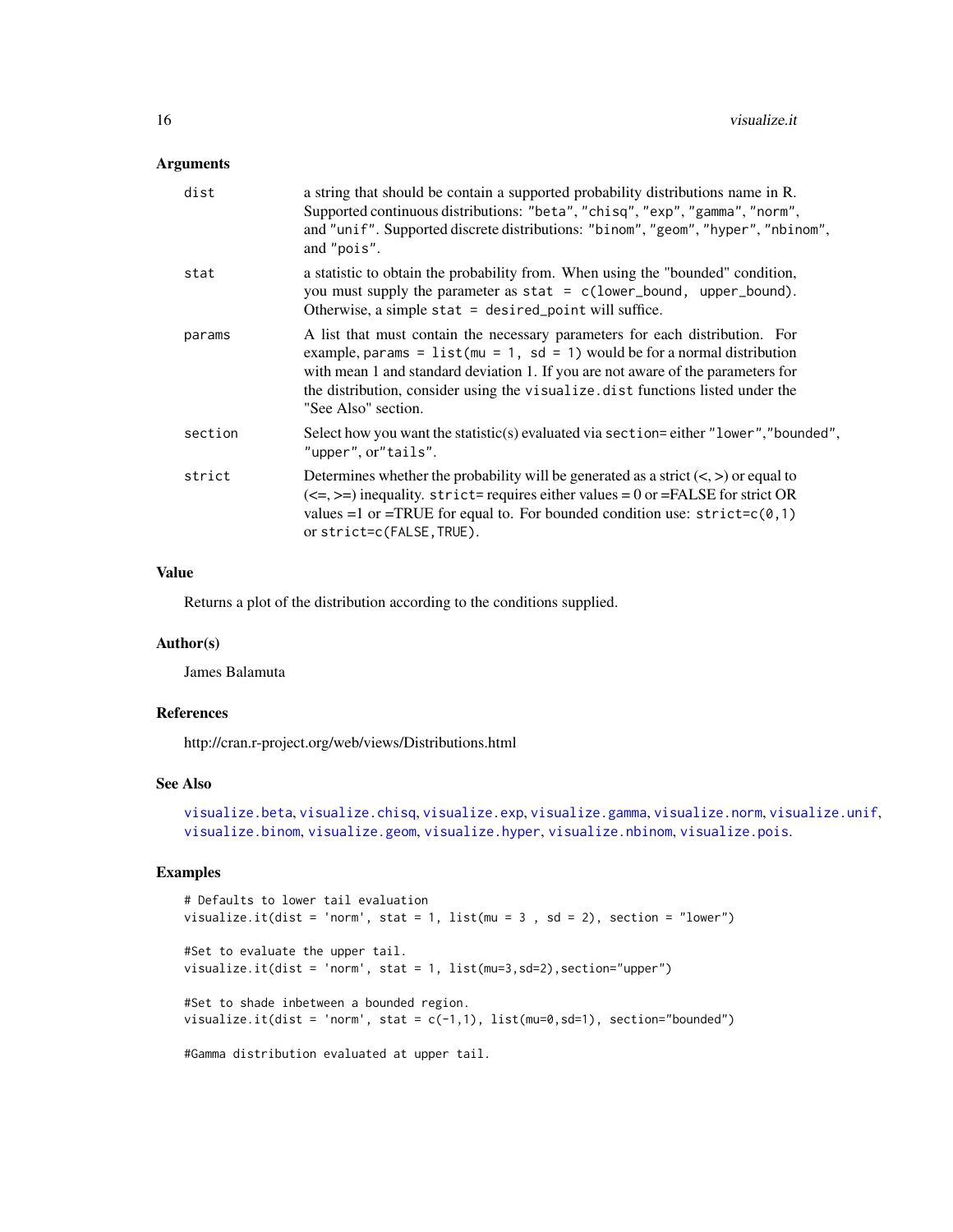## Arguments

| | |
|---|---|
| dist | a string that should be contain a supported probability distributions name in R. Supported continuous distributions: `"beta"`, `"chisq"`, `"exp"`, `"gamma"`, `"norm"`, and `"unif"`. Supported discrete distributions: `"binom"`, `"geom"`, `"hyper"`, `"nbinom"`, and `"pois"`. |
| stat | a statistic to obtain the probability from. When using the "bounded" condition, you must supply the parameter as `stat = c(lower_bound, upper_bound)`. Otherwise, a simple `stat = desired_point` will suffice. |
| params | A list that must contain the necessary parameters for each distribution. For example, `params = list(mu = 1, sd = 1)` would be for a normal distribution with mean 1 and standard deviation 1. If you are not aware of the parameters for the distribution, consider using the `visualize.dist` functions listed under the "See Also" section. |
| section | Select how you want the statistic(s) evaluated via `section=` either `"lower"`,`"bounded"`, `"upper"`, or`"tails"`. |
| strict | Determines whether the probability will be generated as a strict (<, >) or equal to (<=, >=) inequality. `strict=` requires either values = 0 or =FALSE for strict OR values =1 or =TRUE for equal to. For bounded condition use: `strict=c(0,1)` or `strict=c(FALSE,TRUE)`. |

## Value

Returns a plot of the distribution according to the conditions supplied.

## Author(s)

James Balamuta

## References

http://cran.r-project.org/web/views/Distributions.html

## See Also

`visualize.beta`, `visualize.chisq`, `visualize.exp`, `visualize.gamma`, `visualize.norm`, `visualize.unif`, `visualize.binom`, `visualize.geom`, `visualize.hyper`, `visualize.nbinom`, `visualize.pois`.

## Examples

```
# Defaults to lower tail evaluation
visualize.it(dist = 'norm', stat = 1, list(mu = 3 , sd = 2), section = "lower")

#Set to evaluate the upper tail.
visualize.it(dist = 'norm', stat = 1, list(mu=3,sd=2),section="upper")

#Set to shade inbetween a bounded region.
visualize.it(dist = 'norm', stat = c(-1,1), list(mu=0,sd=1), section="bounded")

#Gamma distribution evaluated at upper tail.
```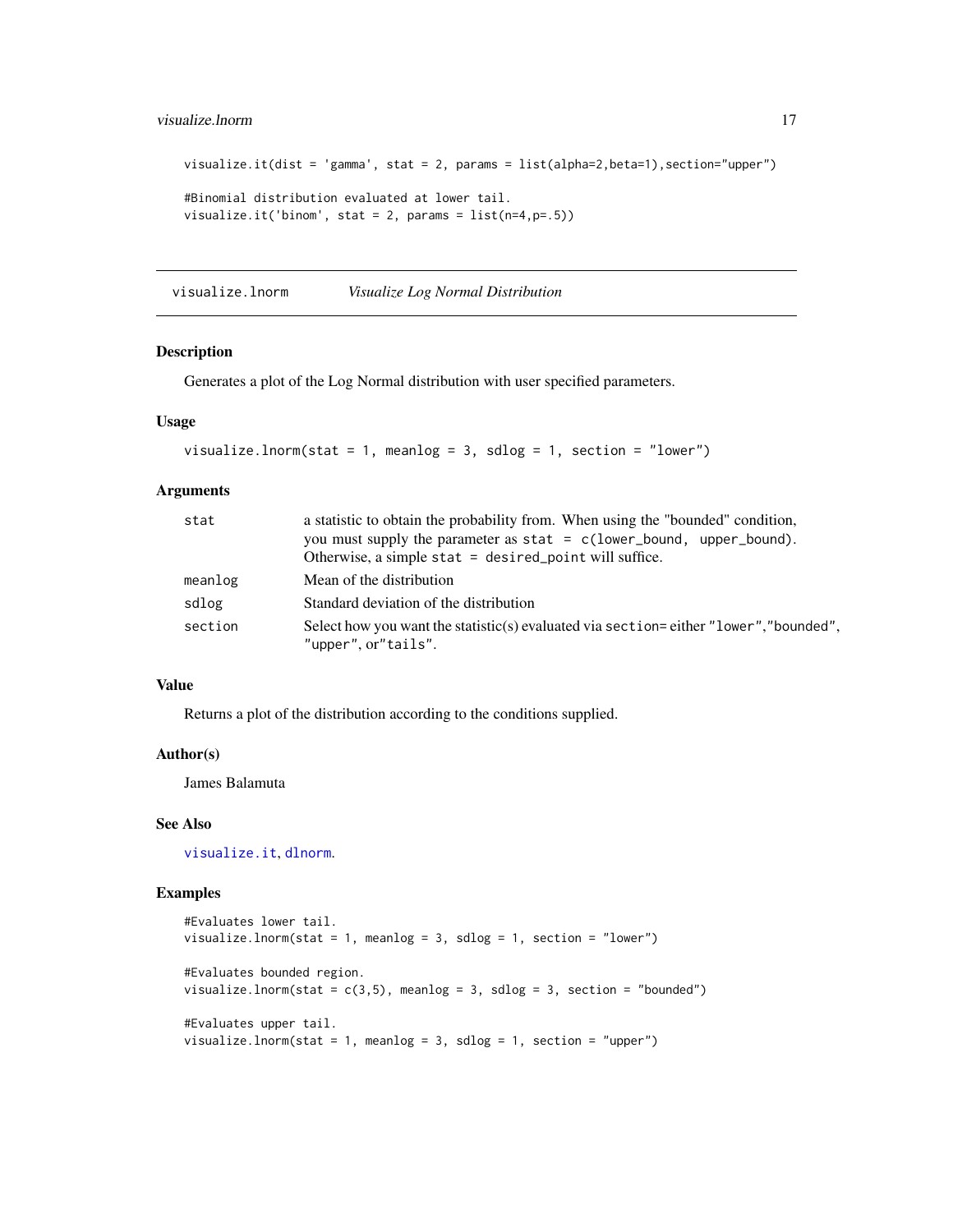```
visualize.it(dist = 'gamma', stat = 2, params = list(alpha=2,beta=1),section="upper")

#Binomial distribution evaluated at lower tail.
visualize.it('binom', stat = 2, params = list(n=4,p=.5))
```

## visualize.lnorm *Visualize Log Normal Distribution*

### Description

Generates a plot of the Log Normal distribution with user specified parameters.

### Usage

```
visualize.lnorm(stat = 1, meanlog = 3, sdlog = 1, section = "lower")
```

### Arguments

| | |
|---|---|
| `stat` | a statistic to obtain the probability from. When using the "bounded" condition, you must supply the parameter as `stat = c(lower_bound, upper_bound)`. Otherwise, a simple `stat = desired_point` will suffice. |
| `meanlog` | Mean of the distribution |
| `sdlog` | Standard deviation of the distribution |
| `section` | Select how you want the statistic(s) evaluated via `section=` either `"lower"`,`"bounded"`, `"upper"`, or`"tails"`. |

### Value

Returns a plot of the distribution according to the conditions supplied.

### Author(s)

James Balamuta

### See Also

visualize.it, dlnorm.

### Examples

```
#Evaluates lower tail.
visualize.lnorm(stat = 1, meanlog = 3, sdlog = 1, section = "lower")

#Evaluates bounded region.
visualize.lnorm(stat = c(3,5), meanlog = 3, sdlog = 3, section = "bounded")

#Evaluates upper tail.
visualize.lnorm(stat = 1, meanlog = 3, sdlog = 1, section = "upper")
```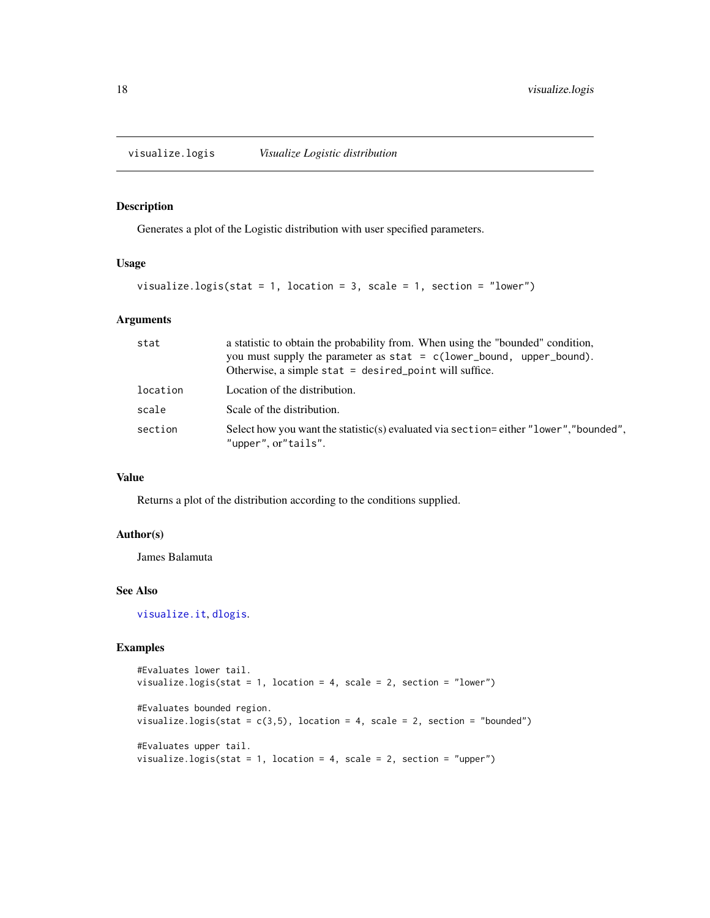## visualize.logis *Visualize Logistic distribution*

### Description

Generates a plot of the Logistic distribution with user specified parameters.

### Usage

```
visualize.logis(stat = 1, location = 3, scale = 1, section = "lower")
```

### Arguments

| | |
|---|---|
| `stat` | a statistic to obtain the probability from. When using the "bounded" condition, you must supply the parameter as `stat = c(lower_bound, upper_bound)`. Otherwise, a simple `stat = desired_point` will suffice. |
| `location` | Location of the distribution. |
| `scale` | Scale of the distribution. |
| `section` | Select how you want the statistic(s) evaluated via `section=` either `"lower"`,`"bounded"`, `"upper"`, or`"tails"`. |

### Value

Returns a plot of the distribution according to the conditions supplied.

### Author(s)

James Balamuta

### See Also

`visualize.it`, `dlogis`.

### Examples

```
#Evaluates lower tail.
visualize.logis(stat = 1, location = 4, scale = 2, section = "lower")

#Evaluates bounded region.
visualize.logis(stat = c(3,5), location = 4, scale = 2, section = "bounded")

#Evaluates upper tail.
visualize.logis(stat = 1, location = 4, scale = 2, section = "upper")
```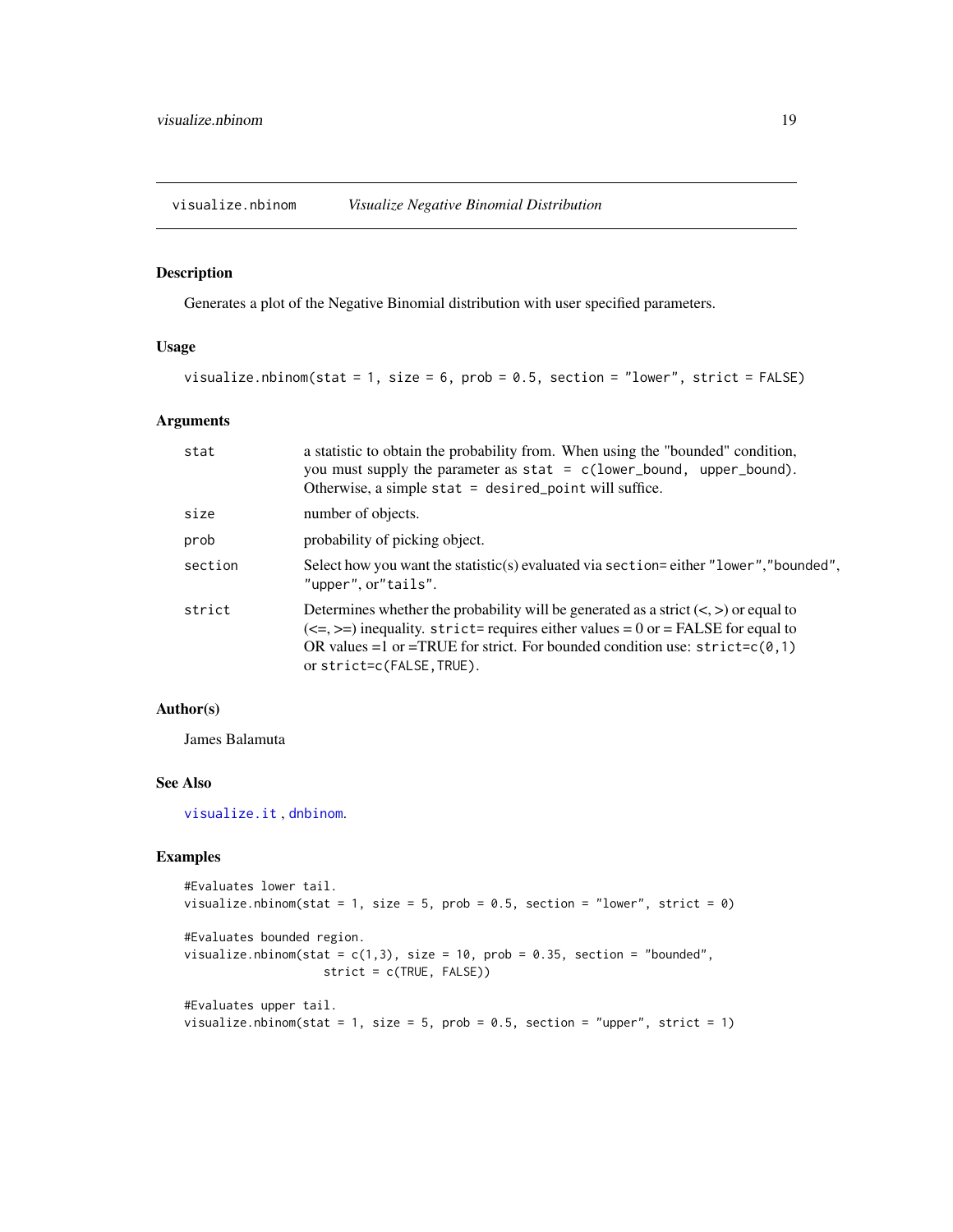## visualize.nbinom — *Visualize Negative Binomial Distribution*

### Description

Generates a plot of the Negative Binomial distribution with user specified parameters.

### Usage

```
visualize.nbinom(stat = 1, size = 6, prob = 0.5, section = "lower", strict = FALSE)
```

### Arguments

| | |
|---|---|
| `stat` | a statistic to obtain the probability from. When using the "bounded" condition, you must supply the parameter as `stat = c(lower_bound, upper_bound)`. Otherwise, a simple `stat = desired_point` will suffice. |
| `size` | number of objects. |
| `prob` | probability of picking object. |
| `section` | Select how you want the statistic(s) evaluated via `section=` either `"lower"`,`"bounded"`, `"upper"`, or`"tails"`. |
| `strict` | Determines whether the probability will be generated as a strict (<, >) or equal to (<=, >=) inequality. `strict=` requires either values = 0 or = FALSE for equal to OR values =1 or =TRUE for strict. For bounded condition use: `strict=c(0,1)` or `strict=c(FALSE,TRUE)`. |

### Author(s)

James Balamuta

### See Also

`visualize.it` , `dnbinom`.

### Examples

```
#Evaluates lower tail.
visualize.nbinom(stat = 1, size = 5, prob = 0.5, section = "lower", strict = 0)

#Evaluates bounded region.
visualize.nbinom(stat = c(1,3), size = 10, prob = 0.35, section = "bounded",
                 strict = c(TRUE, FALSE))

#Evaluates upper tail.
visualize.nbinom(stat = 1, size = 5, prob = 0.5, section = "upper", strict = 1)
```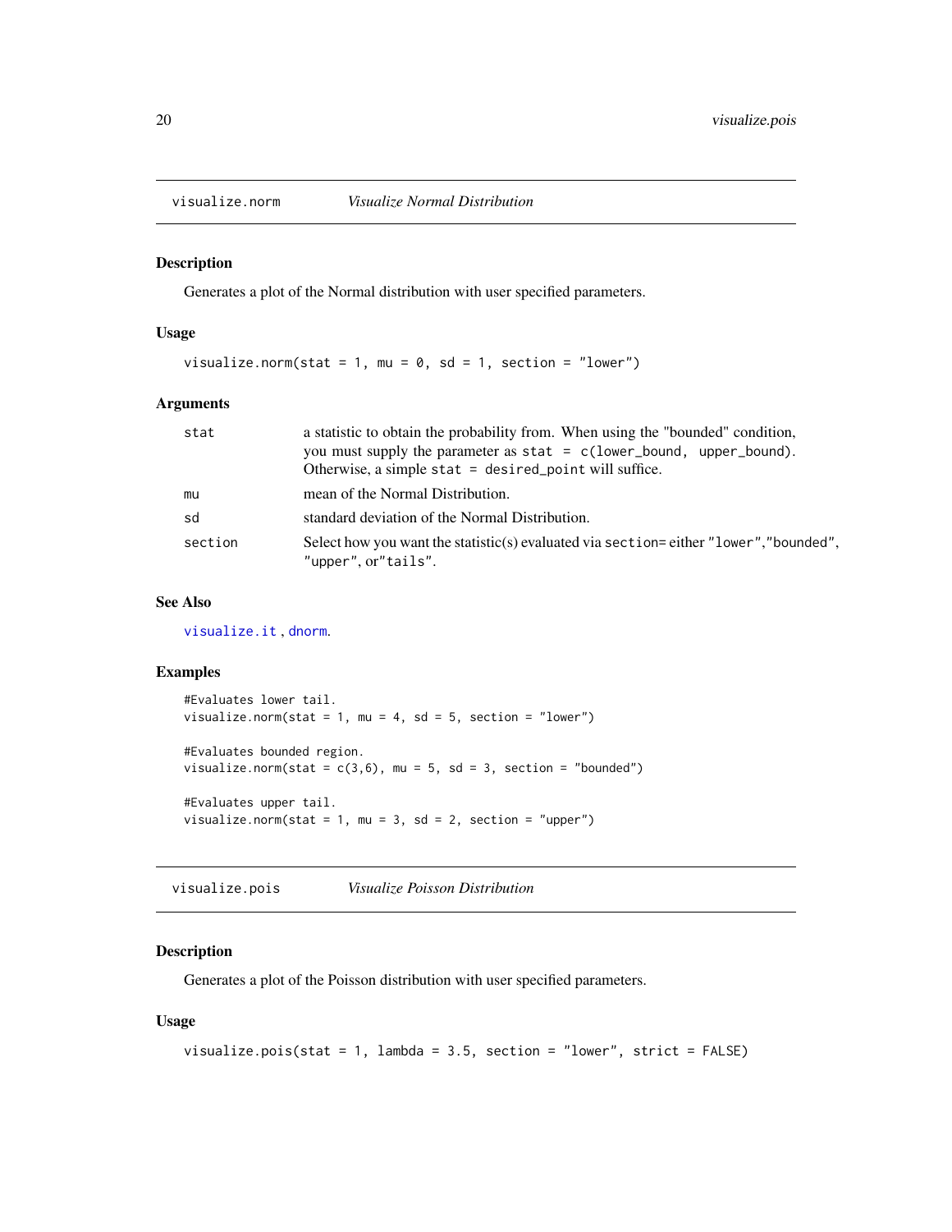## visualize.norm — *Visualize Normal Distribution*

### Description

Generates a plot of the Normal distribution with user specified parameters.

### Usage

```
visualize.norm(stat = 1, mu = 0, sd = 1, section = "lower")
```

### Arguments

| | |
|---|---|
| `stat` | a statistic to obtain the probability from. When using the "bounded" condition, you must supply the parameter as `stat = c(lower_bound, upper_bound)`. Otherwise, a simple `stat = desired_point` will suffice. |
| `mu` | mean of the Normal Distribution. |
| `sd` | standard deviation of the Normal Distribution. |
| `section` | Select how you want the statistic(s) evaluated via `section=` either `"lower"`,`"bounded"`, `"upper"`, or`"tails"`. |

### See Also

`visualize.it` , `dnorm`.

### Examples

```
#Evaluates lower tail.
visualize.norm(stat = 1, mu = 4, sd = 5, section = "lower")

#Evaluates bounded region.
visualize.norm(stat = c(3,6), mu = 5, sd = 3, section = "bounded")

#Evaluates upper tail.
visualize.norm(stat = 1, mu = 3, sd = 2, section = "upper")
```

## visualize.pois — *Visualize Poisson Distribution*

### Description

Generates a plot of the Poisson distribution with user specified parameters.

### Usage

```
visualize.pois(stat = 1, lambda = 3.5, section = "lower", strict = FALSE)
```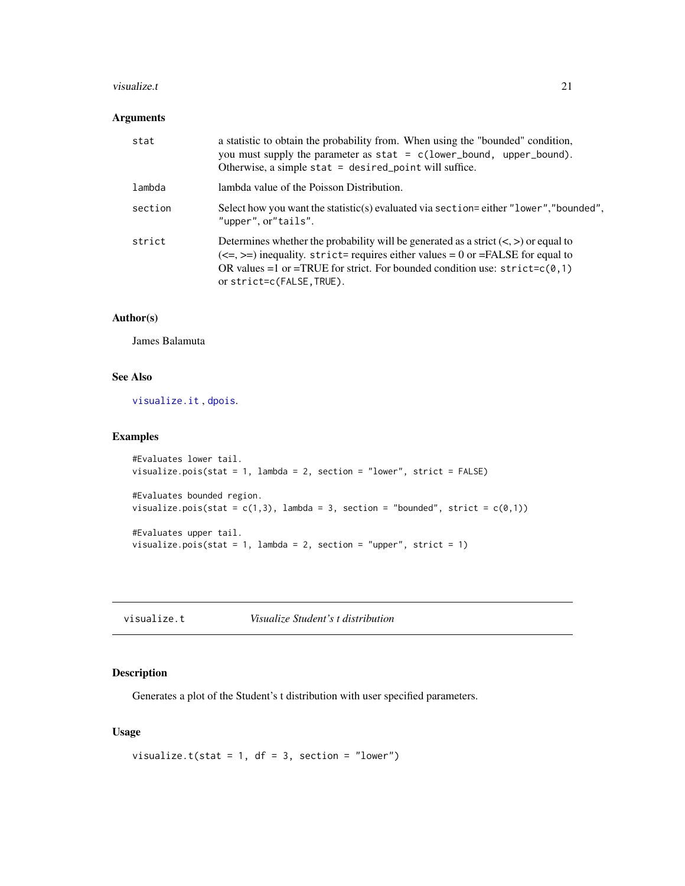### Arguments

| | |
|---|---|
| `stat` | a statistic to obtain the probability from. When using the "bounded" condition, you must supply the parameter as `stat = c(lower_bound, upper_bound)`. Otherwise, a simple `stat = desired_point` will suffice. |
| `lambda` | lambda value of the Poisson Distribution. |
| `section` | Select how you want the statistic(s) evaluated via `section=` either `"lower"`,`"bounded"`, `"upper"`, or`"tails"`. |
| `strict` | Determines whether the probability will be generated as a strict (<, >) or equal to (<=, >=) inequality. `strict=` requires either values = 0 or =FALSE for equal to OR values =1 or =TRUE for strict. For bounded condition use: `strict=c(0,1)` or `strict=c(FALSE,TRUE)`. |

### Author(s)

James Balamuta

### See Also

visualize.it , dpois.

### Examples

```
#Evaluates lower tail.
visualize.pois(stat = 1, lambda = 2, section = "lower", strict = FALSE)

#Evaluates bounded region.
visualize.pois(stat = c(1,3), lambda = 3, section = "bounded", strict = c(0,1))

#Evaluates upper tail.
visualize.pois(stat = 1, lambda = 2, section = "upper", strict = 1)
```

---

## visualize.t — *Visualize Student's t distribution*

### Description

Generates a plot of the Student's t distribution with user specified parameters.

### Usage

```
visualize.t(stat = 1, df = 3, section = "lower")
```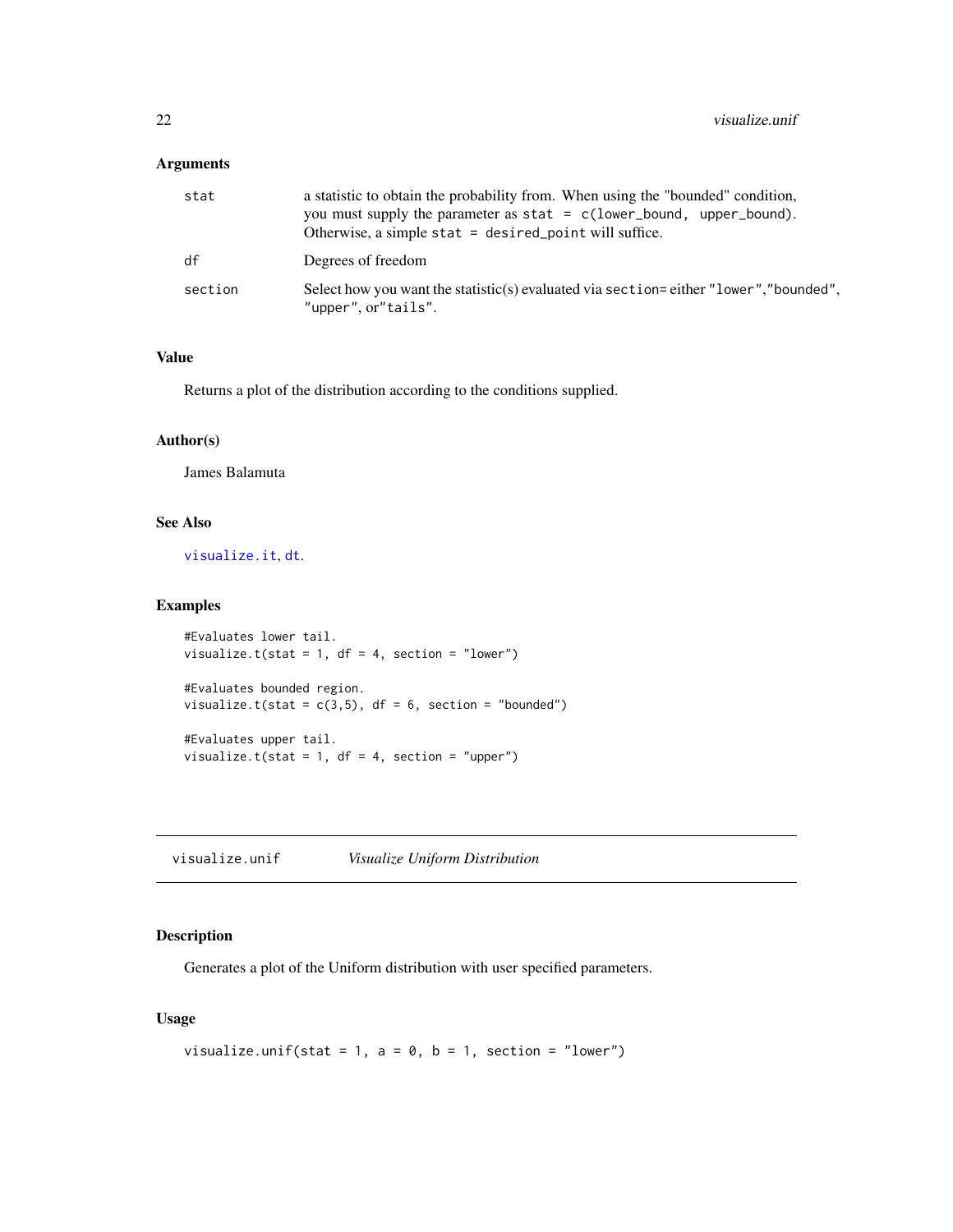### Arguments

| | |
|---|---|
| stat | a statistic to obtain the probability from. When using the "bounded" condition, you must supply the parameter as `stat = c(lower_bound, upper_bound)`. Otherwise, a simple `stat = desired_point` will suffice. |
| df | Degrees of freedom |
| section | Select how you want the statistic(s) evaluated via `section=` either `"lower"`,`"bounded"`, `"upper"`, or`"tails"`. |

### Value

Returns a plot of the distribution according to the conditions supplied.

### Author(s)

James Balamuta

### See Also

`visualize.it`, `dt`.

### Examples

```
#Evaluates lower tail.
visualize.t(stat = 1, df = 4, section = "lower")

#Evaluates bounded region.
visualize.t(stat = c(3,5), df = 6, section = "bounded")

#Evaluates upper tail.
visualize.t(stat = 1, df = 4, section = "upper")
```

---

## visualize.unif — *Visualize Uniform Distribution*

### Description

Generates a plot of the Uniform distribution with user specified parameters.

### Usage

```
visualize.unif(stat = 1, a = 0, b = 1, section = "lower")
```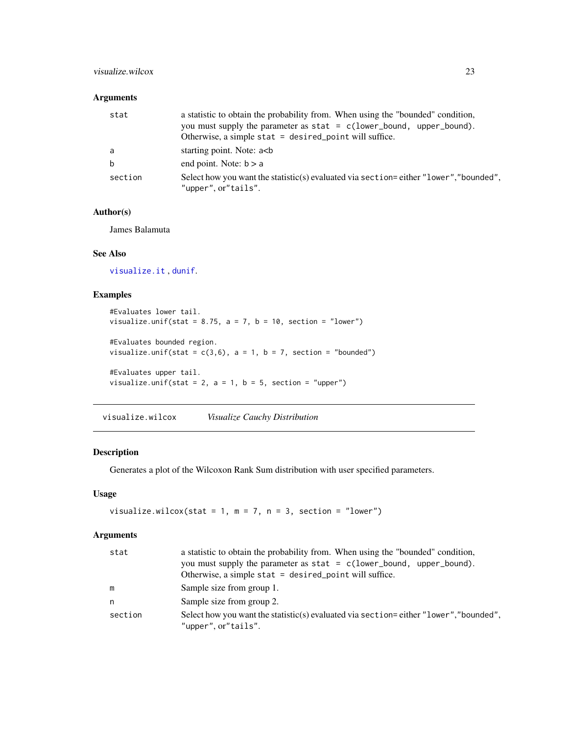### Arguments

| | |
|---|---|
| `stat` | a statistic to obtain the probability from. When using the "bounded" condition, you must supply the parameter as `stat = c(lower_bound, upper_bound)`. Otherwise, a simple `stat = desired_point` will suffice. |
| `a` | starting point. Note: a<b |
| `b` | end point. Note: b > a |
| `section` | Select how you want the statistic(s) evaluated via `section=` either `"lower"`,`"bounded"`, `"upper"`, or`"tails"`. |

### Author(s)

James Balamuta

### See Also

`visualize.it` , `dunif`.

### Examples

```
#Evaluates lower tail.
visualize.unif(stat = 8.75, a = 7, b = 10, section = "lower")

#Evaluates bounded region.
visualize.unif(stat = c(3,6), a = 1, b = 7, section = "bounded")

#Evaluates upper tail.
visualize.unif(stat = 2, a = 1, b = 5, section = "upper")
```

---

## `visualize.wilcox` *Visualize Cauchy Distribution*

### Description

Generates a plot of the Wilcoxon Rank Sum distribution with user specified parameters.

### Usage

```
visualize.wilcox(stat = 1, m = 7, n = 3, section = "lower")
```

### Arguments

| | |
|---|---|
| `stat` | a statistic to obtain the probability from. When using the "bounded" condition, you must supply the parameter as `stat = c(lower_bound, upper_bound)`. Otherwise, a simple `stat = desired_point` will suffice. |
| `m` | Sample size from group 1. |
| `n` | Sample size from group 2. |
| `section` | Select how you want the statistic(s) evaluated via `section=` either `"lower"`,`"bounded"`, `"upper"`, or`"tails"`. |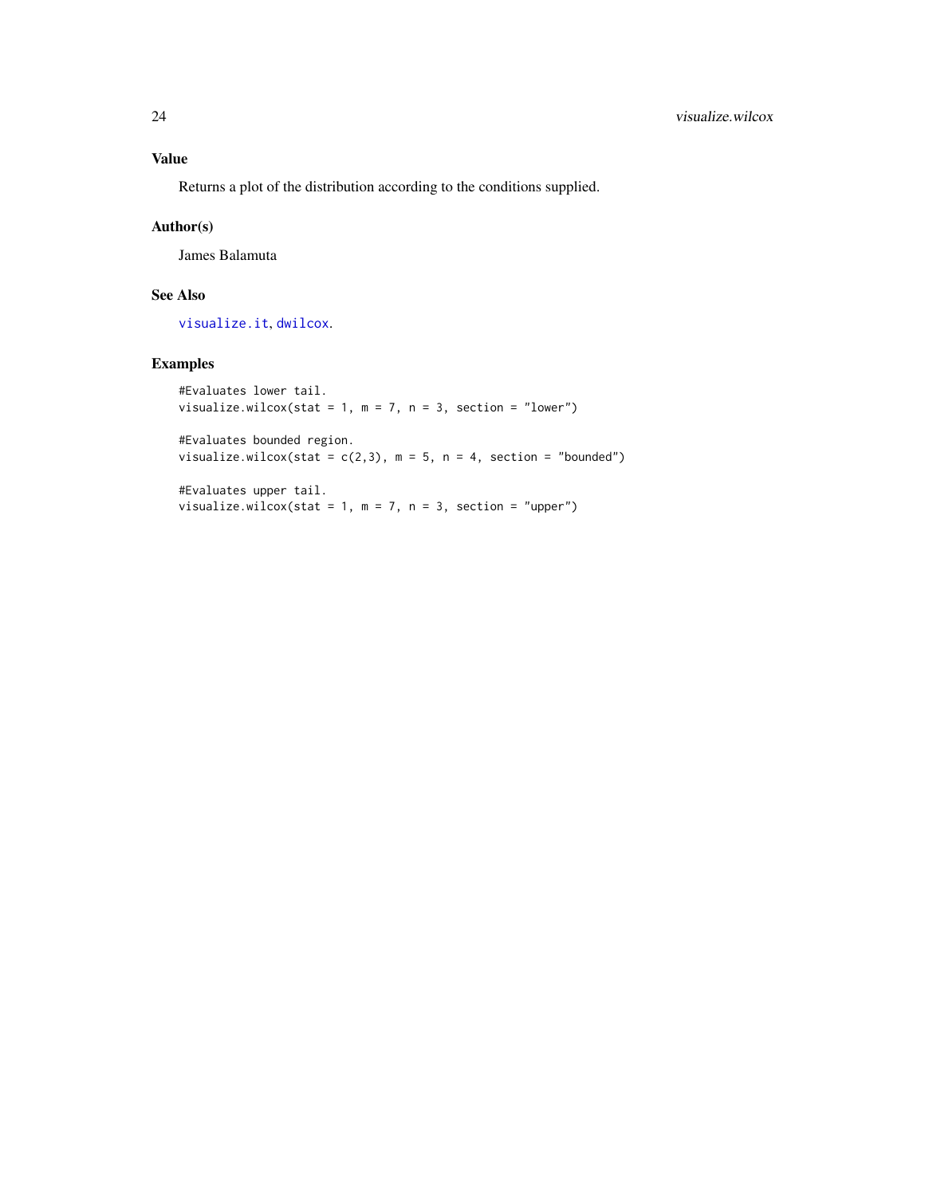## Value

Returns a plot of the distribution according to the conditions supplied.

## Author(s)

James Balamuta

## See Also

visualize.it, dwilcox.

## Examples

```
#Evaluates lower tail.
visualize.wilcox(stat = 1, m = 7, n = 3, section = "lower")

#Evaluates bounded region.
visualize.wilcox(stat = c(2,3), m = 5, n = 4, section = "bounded")

#Evaluates upper tail.
visualize.wilcox(stat = 1, m = 7, n = 3, section = "upper")
```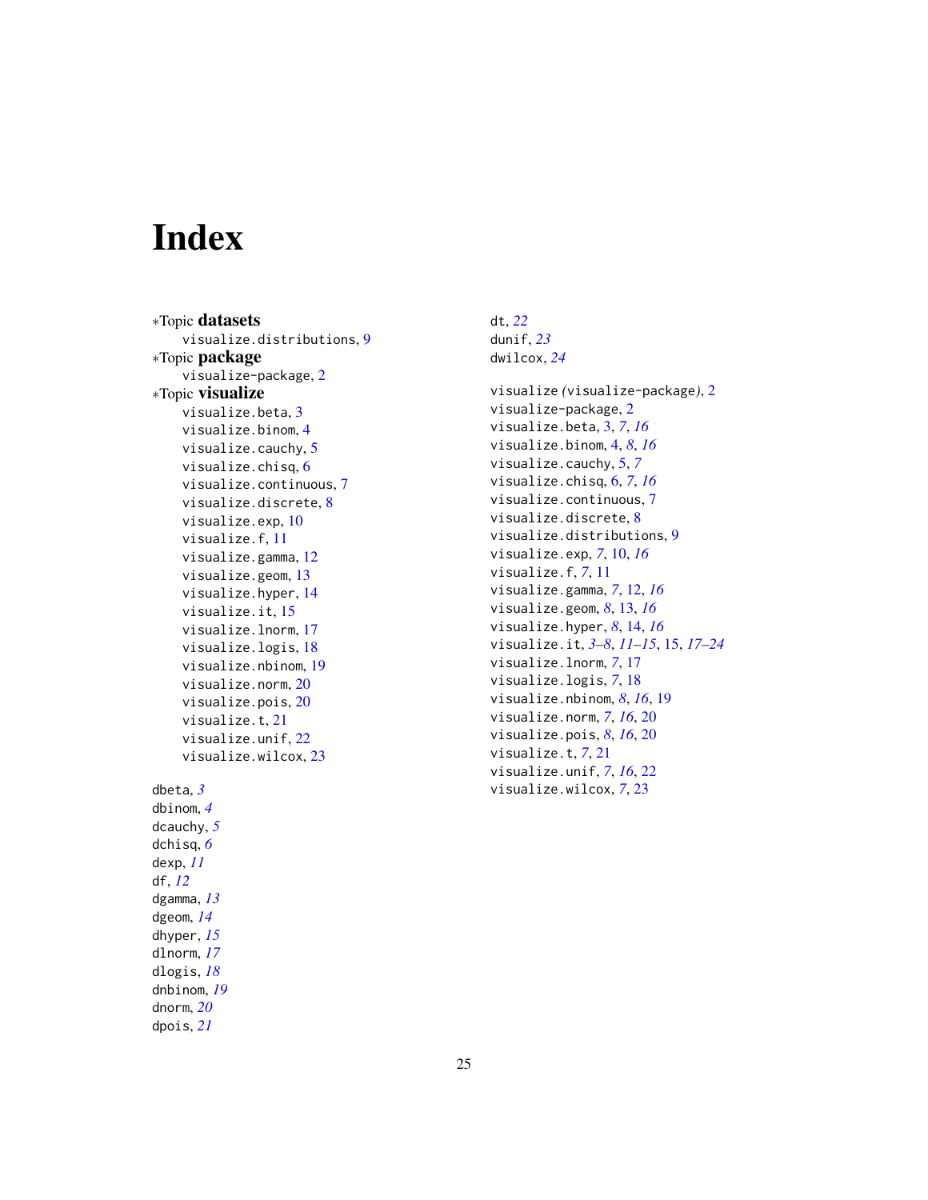# Index

∗Topic **datasets**
  visualize.distributions, 9
∗Topic **package**
  visualize-package, 2
∗Topic **visualize**
  visualize.beta, 3
  visualize.binom, 4
  visualize.cauchy, 5
  visualize.chisq, 6
  visualize.continuous, 7
  visualize.discrete, 8
  visualize.exp, 10
  visualize.f, 11
  visualize.gamma, 12
  visualize.geom, 13
  visualize.hyper, 14
  visualize.it, 15
  visualize.lnorm, 17
  visualize.logis, 18
  visualize.nbinom, 19
  visualize.norm, 20
  visualize.pois, 20
  visualize.t, 21
  visualize.unif, 22
  visualize.wilcox, 23

dbeta, *3*
dbinom, *4*
dcauchy, *5*
dchisq, *6*
dexp, *11*
df, *12*
dgamma, *13*
dgeom, *14*
dhyper, *15*
dlnorm, *17*
dlogis, *18*
dnbinom, *19*
dnorm, *20*
dpois, *21*
dt, *22*
dunif, *23*
dwilcox, *24*

visualize *(*visualize-package*)*, 2
visualize-package, 2
visualize.beta, 3, *7*, *16*
visualize.binom, 4, *8*, *16*
visualize.cauchy, 5, *7*
visualize.chisq, 6, *7*, *16*
visualize.continuous, 7
visualize.discrete, 8
visualize.distributions, 9
visualize.exp, *7*, 10, *16*
visualize.f, *7*, 11
visualize.gamma, *7*, 12, *16*
visualize.geom, *8*, 13, *16*
visualize.hyper, *8*, 14, *16*
visualize.it, *3–8*, *11–15*, 15, *17–24*
visualize.lnorm, *7*, 17
visualize.logis, *7*, 18
visualize.nbinom, *8*, *16*, 19
visualize.norm, *7*, *16*, 20
visualize.pois, *8*, *16*, 20
visualize.t, *7*, 21
visualize.unif, *7*, *16*, 22
visualize.wilcox, *7*, 23